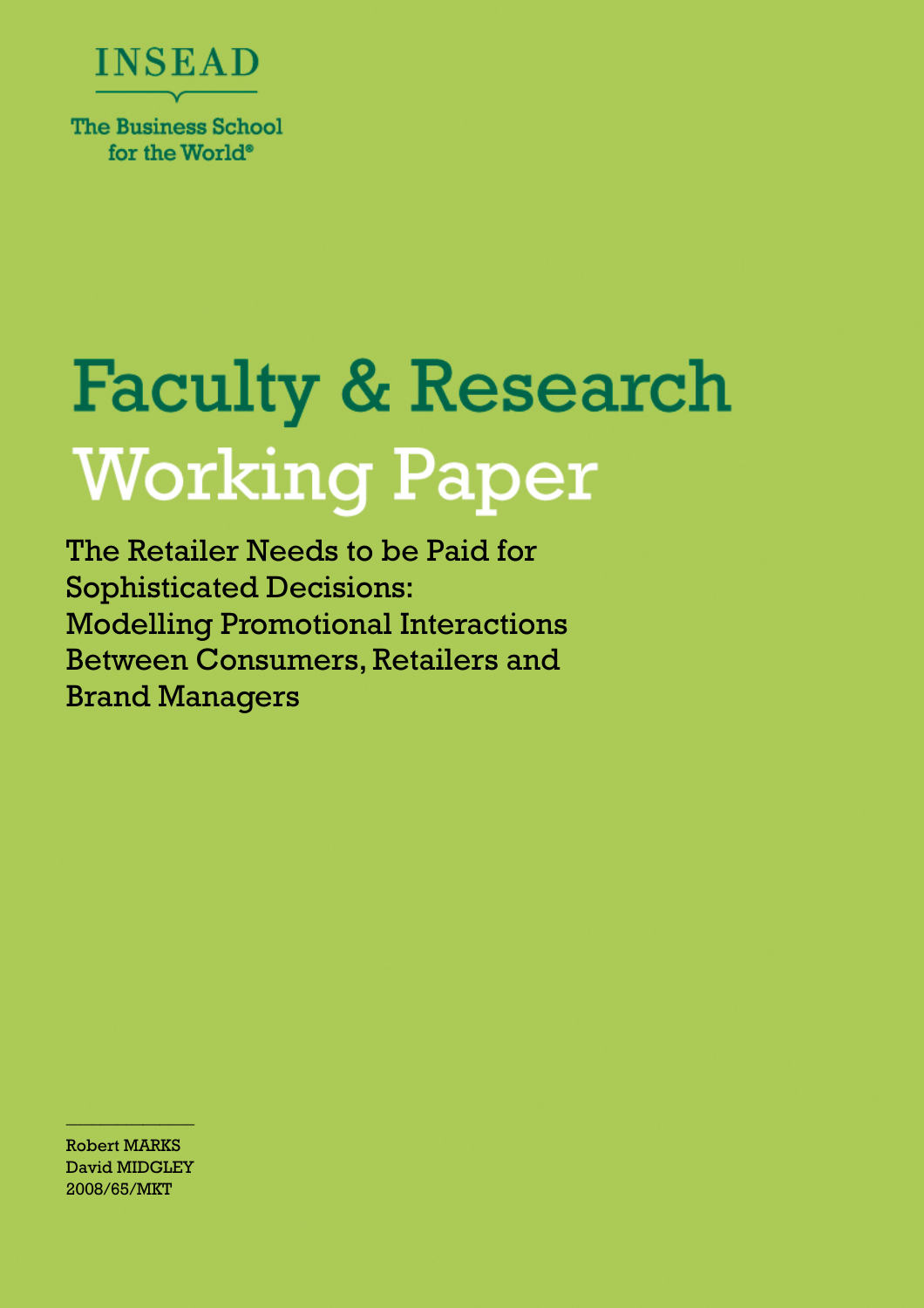INSEAD

The Business School for the World®

# Faculty & Research Working Paper

## The Retailer Needs to be Paid for Sophisticated Decisions: Modelling Promotional Interactions Between Consumers, Retailers and Brand Managers

Robert MARKS
David MIDGLEY
2008/65/MKT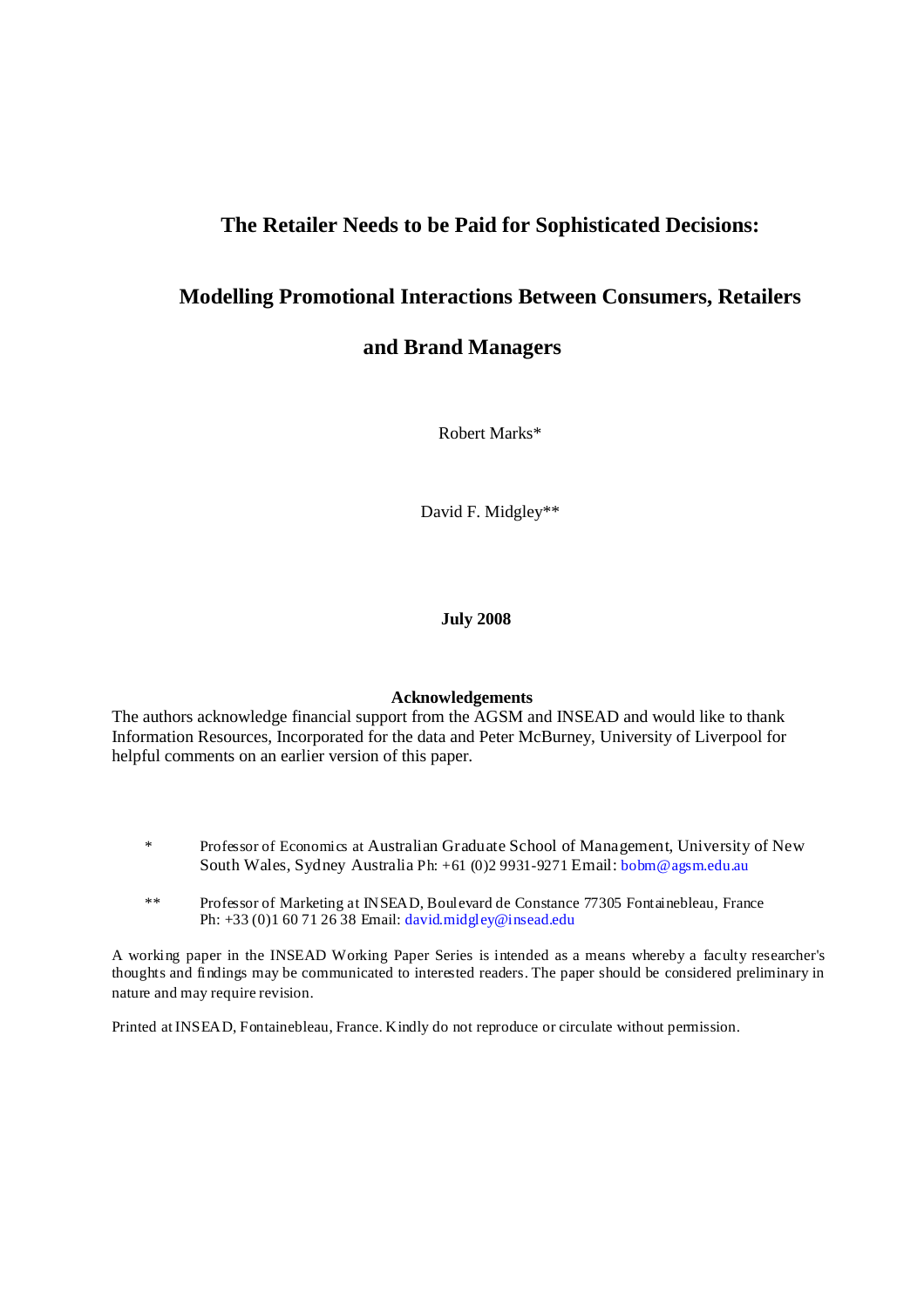# The Retailer Needs to be Paid for Sophisticated Decisions:

# Modelling Promotional Interactions Between Consumers, Retailers and Brand Managers

Robert Marks*

David F. Midgley**

**July 2008**

**Acknowledgements**

The authors acknowledge financial support from the AGSM and INSEAD and would like to thank Information Resources, Incorporated for the data and Peter McBurney, University of Liverpool for helpful comments on an earlier version of this paper.

\* Professor of Economics at Australian Graduate School of Management, University of New South Wales, Sydney Australia Ph: +61 (0)2 9931-9271 Email: bobm@agsm.edu.au

\*\* Professor of Marketing at INSEAD, Boulevard de Constance 77305 Fontainebleau, France Ph: +33 (0)1 60 71 26 38 Email: david.midgley@insead.edu

A working paper in the INSEAD Working Paper Series is intended as a means whereby a faculty researcher's thoughts and findings may be communicated to interested readers. The paper should be considered preliminary in nature and may require revision.

Printed at INSEAD, Fontainebleau, France. Kindly do not reproduce or circulate without permission.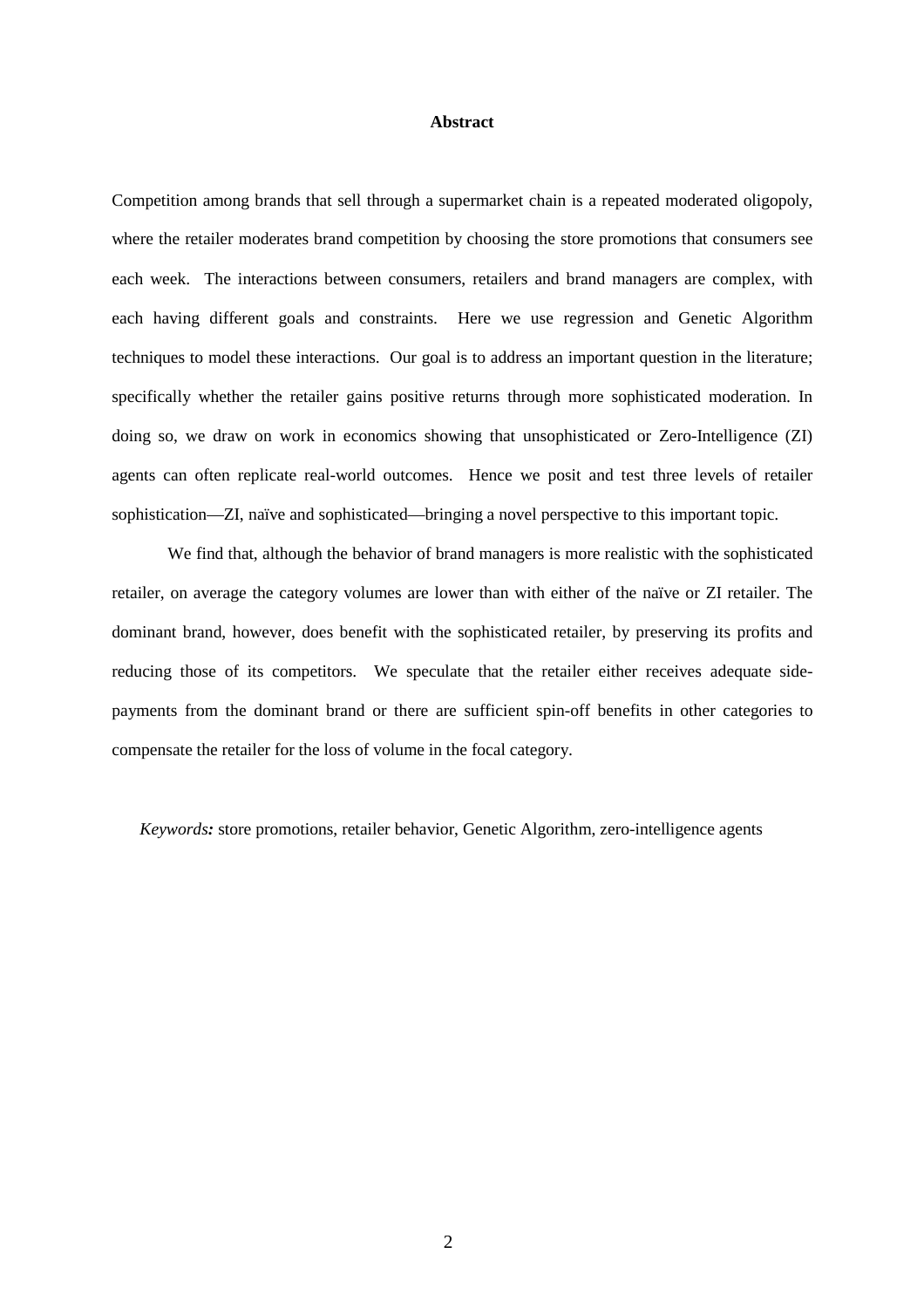**Abstract**

Competition among brands that sell through a supermarket chain is a repeated moderated oligopoly, where the retailer moderates brand competition by choosing the store promotions that consumers see each week. The interactions between consumers, retailers and brand managers are complex, with each having different goals and constraints. Here we use regression and Genetic Algorithm techniques to model these interactions. Our goal is to address an important question in the literature; specifically whether the retailer gains positive returns through more sophisticated moderation. In doing so, we draw on work in economics showing that unsophisticated or Zero-Intelligence (ZI) agents can often replicate real-world outcomes. Hence we posit and test three levels of retailer sophistication—ZI, naïve and sophisticated—bringing a novel perspective to this important topic.

We find that, although the behavior of brand managers is more realistic with the sophisticated retailer, on average the category volumes are lower than with either of the naïve or ZI retailer. The dominant brand, however, does benefit with the sophisticated retailer, by preserving its profits and reducing those of its competitors. We speculate that the retailer either receives adequate side-payments from the dominant brand or there are sufficient spin-off benefits in other categories to compensate the retailer for the loss of volume in the focal category.

*Keywords:* store promotions, retailer behavior, Genetic Algorithm, zero-intelligence agents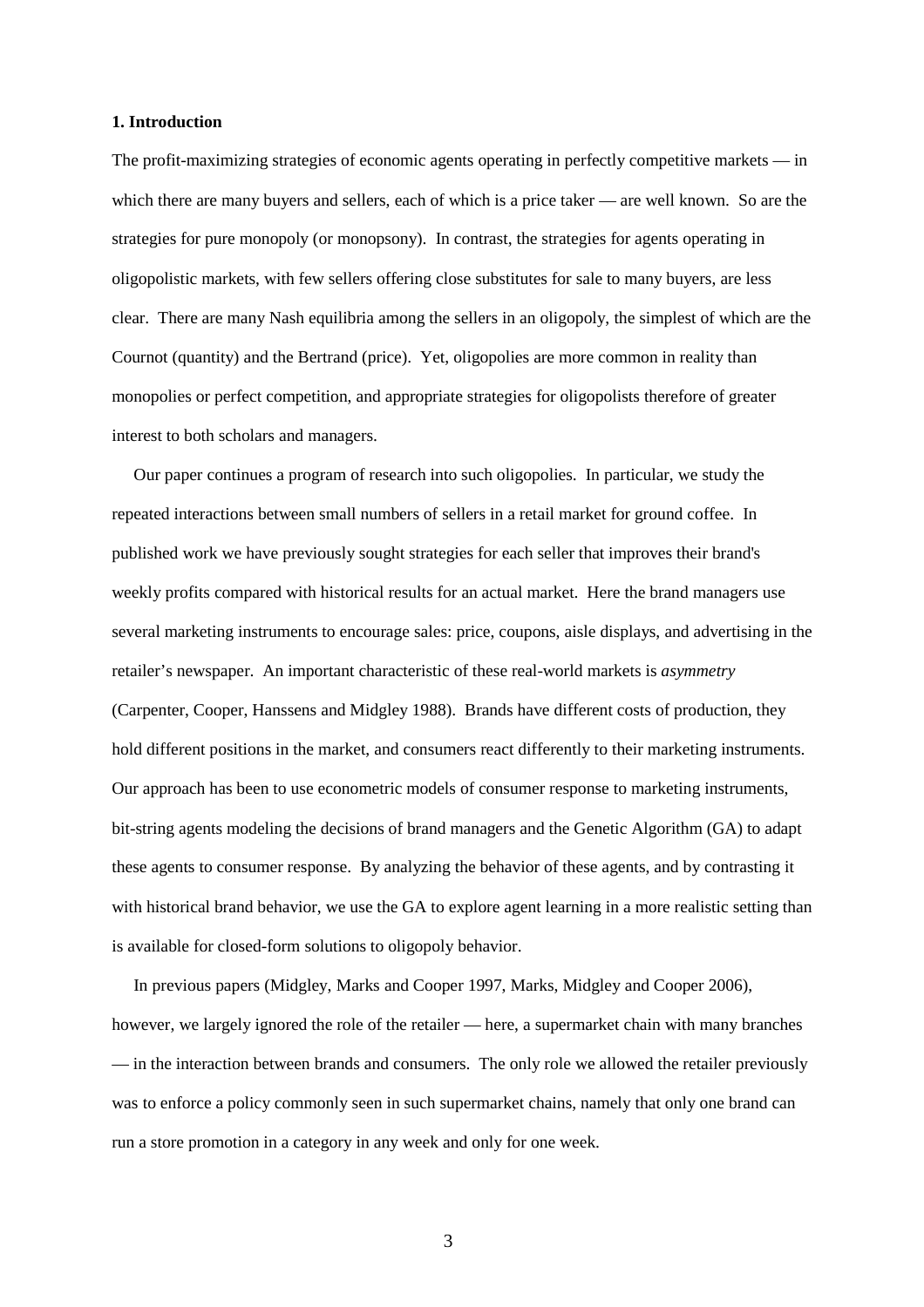## 1. Introduction

The profit-maximizing strategies of economic agents operating in perfectly competitive markets — in which there are many buyers and sellers, each of which is a price taker — are well known. So are the strategies for pure monopoly (or monopsony). In contrast, the strategies for agents operating in oligopolistic markets, with few sellers offering close substitutes for sale to many buyers, are less clear. There are many Nash equilibria among the sellers in an oligopoly, the simplest of which are the Cournot (quantity) and the Bertrand (price). Yet, oligopolies are more common in reality than monopolies or perfect competition, and appropriate strategies for oligopolists therefore of greater interest to both scholars and managers.

Our paper continues a program of research into such oligopolies. In particular, we study the repeated interactions between small numbers of sellers in a retail market for ground coffee. In published work we have previously sought strategies for each seller that improves their brand's weekly profits compared with historical results for an actual market. Here the brand managers use several marketing instruments to encourage sales: price, coupons, aisle displays, and advertising in the retailer's newspaper. An important characteristic of these real-world markets is *asymmetry* (Carpenter, Cooper, Hanssens and Midgley 1988). Brands have different costs of production, they hold different positions in the market, and consumers react differently to their marketing instruments. Our approach has been to use econometric models of consumer response to marketing instruments, bit-string agents modeling the decisions of brand managers and the Genetic Algorithm (GA) to adapt these agents to consumer response. By analyzing the behavior of these agents, and by contrasting it with historical brand behavior, we use the GA to explore agent learning in a more realistic setting than is available for closed-form solutions to oligopoly behavior.

In previous papers (Midgley, Marks and Cooper 1997, Marks, Midgley and Cooper 2006), however, we largely ignored the role of the retailer — here, a supermarket chain with many branches — in the interaction between brands and consumers. The only role we allowed the retailer previously was to enforce a policy commonly seen in such supermarket chains, namely that only one brand can run a store promotion in a category in any week and only for one week.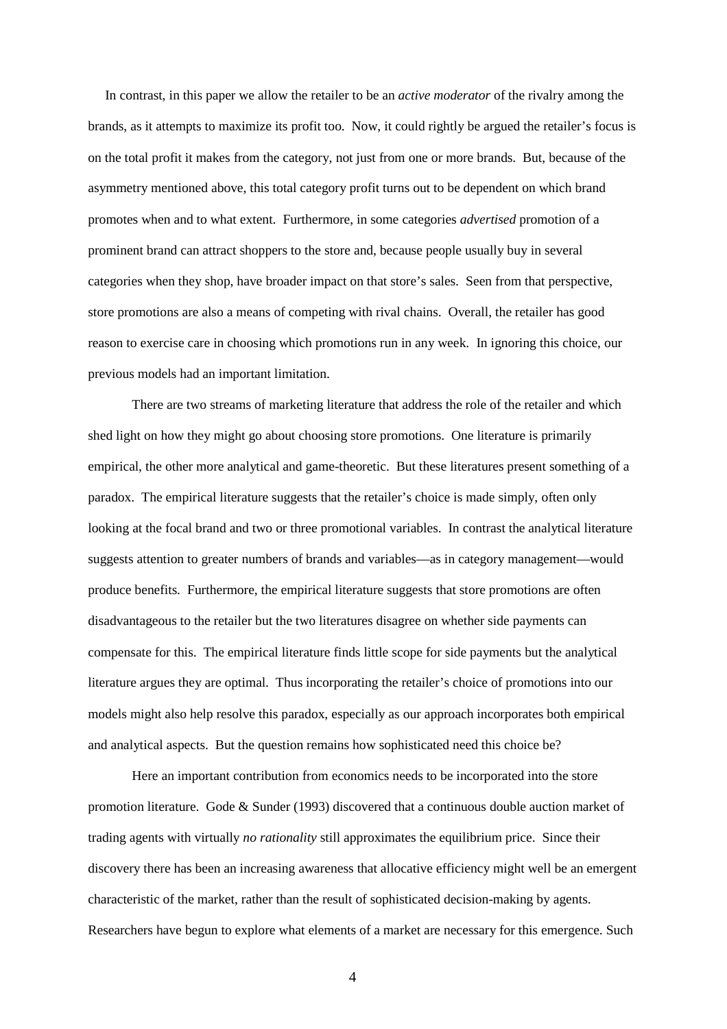In contrast, in this paper we allow the retailer to be an *active moderator* of the rivalry among the brands, as it attempts to maximize its profit too. Now, it could rightly be argued the retailer's focus is on the total profit it makes from the category, not just from one or more brands. But, because of the asymmetry mentioned above, this total category profit turns out to be dependent on which brand promotes when and to what extent. Furthermore, in some categories *advertised* promotion of a prominent brand can attract shoppers to the store and, because people usually buy in several categories when they shop, have broader impact on that store's sales. Seen from that perspective, store promotions are also a means of competing with rival chains. Overall, the retailer has good reason to exercise care in choosing which promotions run in any week. In ignoring this choice, our previous models had an important limitation.

There are two streams of marketing literature that address the role of the retailer and which shed light on how they might go about choosing store promotions. One literature is primarily empirical, the other more analytical and game-theoretic. But these literatures present something of a paradox. The empirical literature suggests that the retailer's choice is made simply, often only looking at the focal brand and two or three promotional variables. In contrast the analytical literature suggests attention to greater numbers of brands and variables—as in category management—would produce benefits. Furthermore, the empirical literature suggests that store promotions are often disadvantageous to the retailer but the two literatures disagree on whether side payments can compensate for this. The empirical literature finds little scope for side payments but the analytical literature argues they are optimal. Thus incorporating the retailer's choice of promotions into our models might also help resolve this paradox, especially as our approach incorporates both empirical and analytical aspects. But the question remains how sophisticated need this choice be?

Here an important contribution from economics needs to be incorporated into the store promotion literature. Gode & Sunder (1993) discovered that a continuous double auction market of trading agents with virtually *no rationality* still approximates the equilibrium price. Since their discovery there has been an increasing awareness that allocative efficiency might well be an emergent characteristic of the market, rather than the result of sophisticated decision-making by agents. Researchers have begun to explore what elements of a market are necessary for this emergence. Such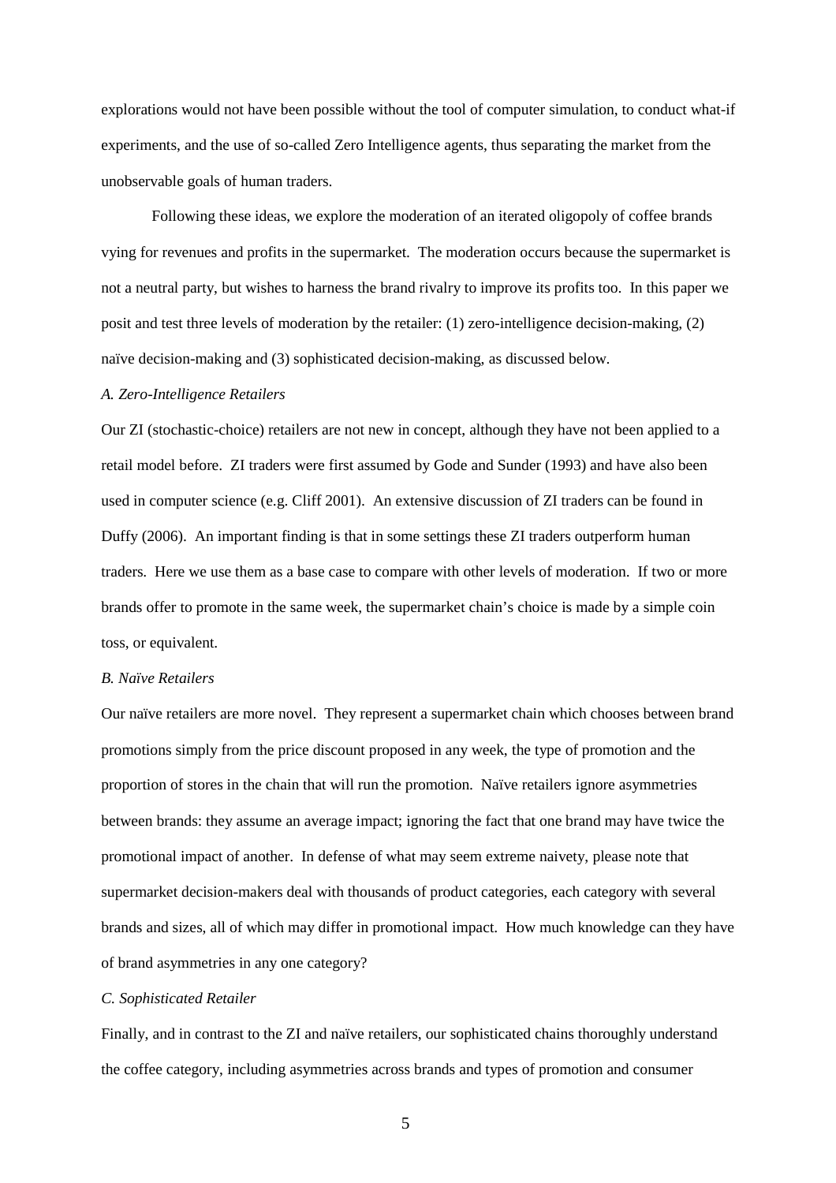explorations would not have been possible without the tool of computer simulation, to conduct what-if experiments, and the use of so-called Zero Intelligence agents, thus separating the market from the unobservable goals of human traders.

Following these ideas, we explore the moderation of an iterated oligopoly of coffee brands vying for revenues and profits in the supermarket. The moderation occurs because the supermarket is not a neutral party, but wishes to harness the brand rivalry to improve its profits too. In this paper we posit and test three levels of moderation by the retailer: (1) zero-intelligence decision-making, (2) naïve decision-making and (3) sophisticated decision-making, as discussed below.

*A. Zero-Intelligence Retailers*

Our ZI (stochastic-choice) retailers are not new in concept, although they have not been applied to a retail model before. ZI traders were first assumed by Gode and Sunder (1993) and have also been used in computer science (e.g. Cliff 2001). An extensive discussion of ZI traders can be found in Duffy (2006). An important finding is that in some settings these ZI traders outperform human traders. Here we use them as a base case to compare with other levels of moderation. If two or more brands offer to promote in the same week, the supermarket chain's choice is made by a simple coin toss, or equivalent.

*B. Naïve Retailers*

Our naïve retailers are more novel. They represent a supermarket chain which chooses between brand promotions simply from the price discount proposed in any week, the type of promotion and the proportion of stores in the chain that will run the promotion. Naïve retailers ignore asymmetries between brands: they assume an average impact; ignoring the fact that one brand may have twice the promotional impact of another. In defense of what may seem extreme naivety, please note that supermarket decision-makers deal with thousands of product categories, each category with several brands and sizes, all of which may differ in promotional impact. How much knowledge can they have of brand asymmetries in any one category?

*C. Sophisticated Retailer*

Finally, and in contrast to the ZI and naïve retailers, our sophisticated chains thoroughly understand the coffee category, including asymmetries across brands and types of promotion and consumer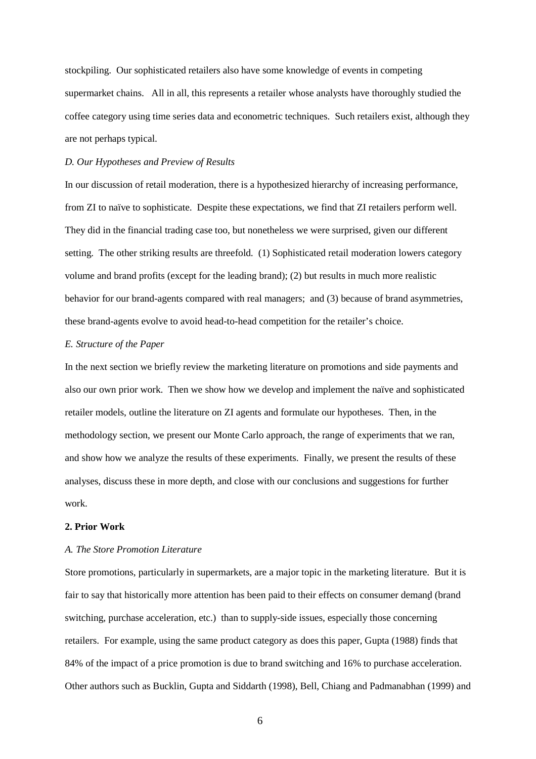stockpiling. Our sophisticated retailers also have some knowledge of events in competing supermarket chains. All in all, this represents a retailer whose analysts have thoroughly studied the coffee category using time series data and econometric techniques. Such retailers exist, although they are not perhaps typical.

### *D. Our Hypotheses and Preview of Results*

In our discussion of retail moderation, there is a hypothesized hierarchy of increasing performance, from ZI to naïve to sophisticate. Despite these expectations, we find that ZI retailers perform well. They did in the financial trading case too, but nonetheless we were surprised, given our different setting. The other striking results are threefold. (1) Sophisticated retail moderation lowers category volume and brand profits (except for the leading brand); (2) but results in much more realistic behavior for our brand-agents compared with real managers; and (3) because of brand asymmetries, these brand-agents evolve to avoid head-to-head competition for the retailer's choice.

### *E. Structure of the Paper*

In the next section we briefly review the marketing literature on promotions and side payments and also our own prior work. Then we show how we develop and implement the naïve and sophisticated retailer models, outline the literature on ZI agents and formulate our hypotheses. Then, in the methodology section, we present our Monte Carlo approach, the range of experiments that we ran, and show how we analyze the results of these experiments. Finally, we present the results of these analyses, discuss these in more depth, and close with our conclusions and suggestions for further work.

## **2. Prior Work**

### *A. The Store Promotion Literature*

Store promotions, particularly in supermarkets, are a major topic in the marketing literature. But it is fair to say that historically more attention has been paid to their effects on consumer demand (brand switching, purchase acceleration, etc.) than to supply-side issues, especially those concerning retailers. For example, using the same product category as does this paper, Gupta (1988) finds that 84% of the impact of a price promotion is due to brand switching and 16% to purchase acceleration. Other authors such as Bucklin, Gupta and Siddarth (1998), Bell, Chiang and Padmanabhan (1999) and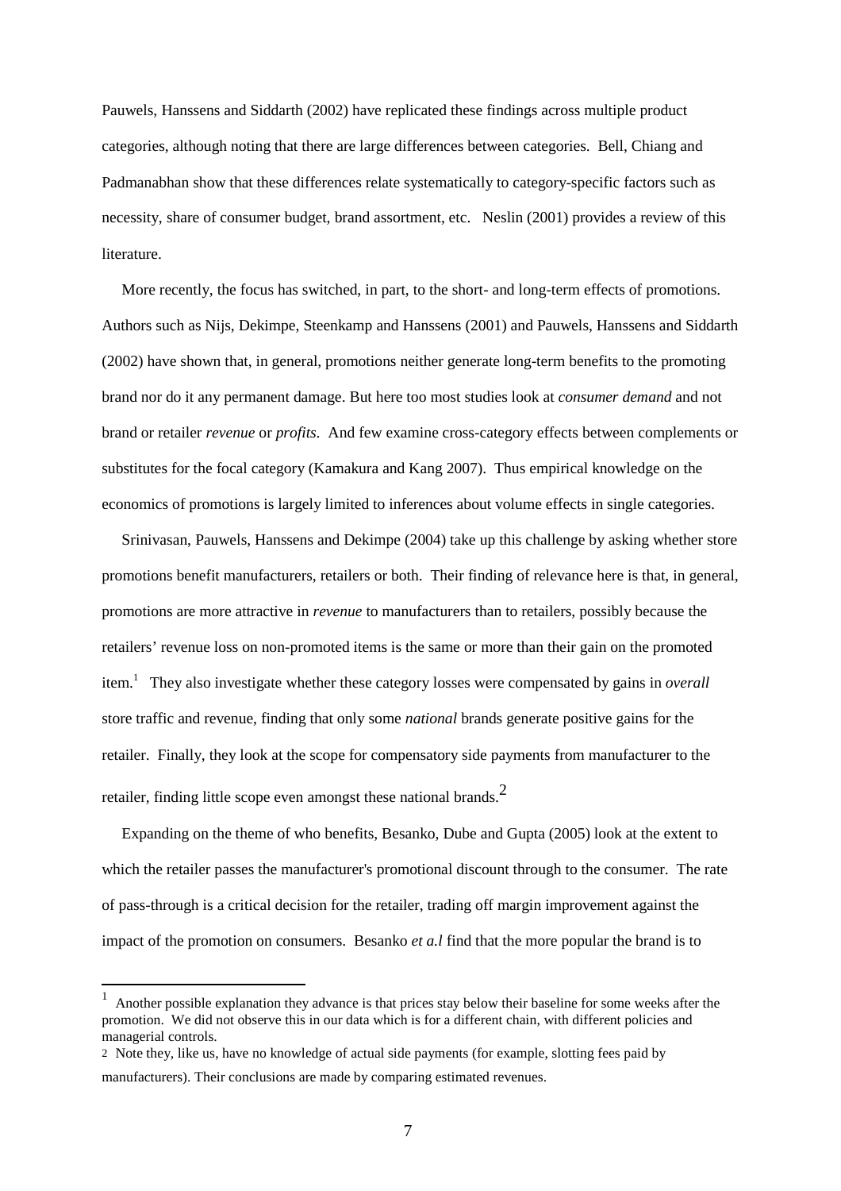Pauwels, Hanssens and Siddarth (2002) have replicated these findings across multiple product categories, although noting that there are large differences between categories. Bell, Chiang and Padmanabhan show that these differences relate systematically to category-specific factors such as necessity, share of consumer budget, brand assortment, etc. Neslin (2001) provides a review of this literature.

More recently, the focus has switched, in part, to the short- and long-term effects of promotions. Authors such as Nijs, Dekimpe, Steenkamp and Hanssens (2001) and Pauwels, Hanssens and Siddarth (2002) have shown that, in general, promotions neither generate long-term benefits to the promoting brand nor do it any permanent damage. But here too most studies look at *consumer demand* and not brand or retailer *revenue* or *profits*. And few examine cross-category effects between complements or substitutes for the focal category (Kamakura and Kang 2007). Thus empirical knowledge on the economics of promotions is largely limited to inferences about volume effects in single categories.

Srinivasan, Pauwels, Hanssens and Dekimpe (2004) take up this challenge by asking whether store promotions benefit manufacturers, retailers or both. Their finding of relevance here is that, in general, promotions are more attractive in *revenue* to manufacturers than to retailers, possibly because the retailers' revenue loss on non-promoted items is the same or more than their gain on the promoted item.[1] They also investigate whether these category losses were compensated by gains in *overall* store traffic and revenue, finding that only some *national* brands generate positive gains for the retailer. Finally, they look at the scope for compensatory side payments from manufacturer to the retailer, finding little scope even amongst these national brands.[2]

Expanding on the theme of who benefits, Besanko, Dube and Gupta (2005) look at the extent to which the retailer passes the manufacturer's promotional discount through to the consumer. The rate of pass-through is a critical decision for the retailer, trading off margin improvement against the impact of the promotion on consumers. Besanko *et a.l* find that the more popular the brand is to

[1] Another possible explanation they advance is that prices stay below their baseline for some weeks after the promotion. We did not observe this in our data which is for a different chain, with different policies and managerial controls.

[2] Note they, like us, have no knowledge of actual side payments (for example, slotting fees paid by manufacturers). Their conclusions are made by comparing estimated revenues.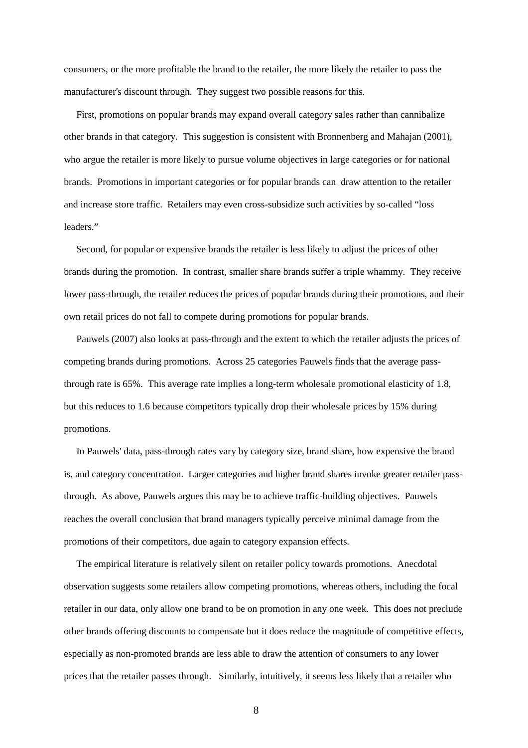consumers, or the more profitable the brand to the retailer, the more likely the retailer to pass the manufacturer's discount through. They suggest two possible reasons for this.

First, promotions on popular brands may expand overall category sales rather than cannibalize other brands in that category. This suggestion is consistent with Bronnenberg and Mahajan (2001), who argue the retailer is more likely to pursue volume objectives in large categories or for national brands. Promotions in important categories or for popular brands can draw attention to the retailer and increase store traffic. Retailers may even cross-subsidize such activities by so-called "loss leaders."

Second, for popular or expensive brands the retailer is less likely to adjust the prices of other brands during the promotion. In contrast, smaller share brands suffer a triple whammy. They receive lower pass-through, the retailer reduces the prices of popular brands during their promotions, and their own retail prices do not fall to compete during promotions for popular brands.

Pauwels (2007) also looks at pass-through and the extent to which the retailer adjusts the prices of competing brands during promotions. Across 25 categories Pauwels finds that the average pass-through rate is 65%. This average rate implies a long-term wholesale promotional elasticity of 1.8, but this reduces to 1.6 because competitors typically drop their wholesale prices by 15% during promotions.

In Pauwels' data, pass-through rates vary by category size, brand share, how expensive the brand is, and category concentration. Larger categories and higher brand shares invoke greater retailer pass-through. As above, Pauwels argues this may be to achieve traffic-building objectives. Pauwels reaches the overall conclusion that brand managers typically perceive minimal damage from the promotions of their competitors, due again to category expansion effects.

The empirical literature is relatively silent on retailer policy towards promotions. Anecdotal observation suggests some retailers allow competing promotions, whereas others, including the focal retailer in our data, only allow one brand to be on promotion in any one week. This does not preclude other brands offering discounts to compensate but it does reduce the magnitude of competitive effects, especially as non-promoted brands are less able to draw the attention of consumers to any lower prices that the retailer passes through. Similarly, intuitively, it seems less likely that a retailer who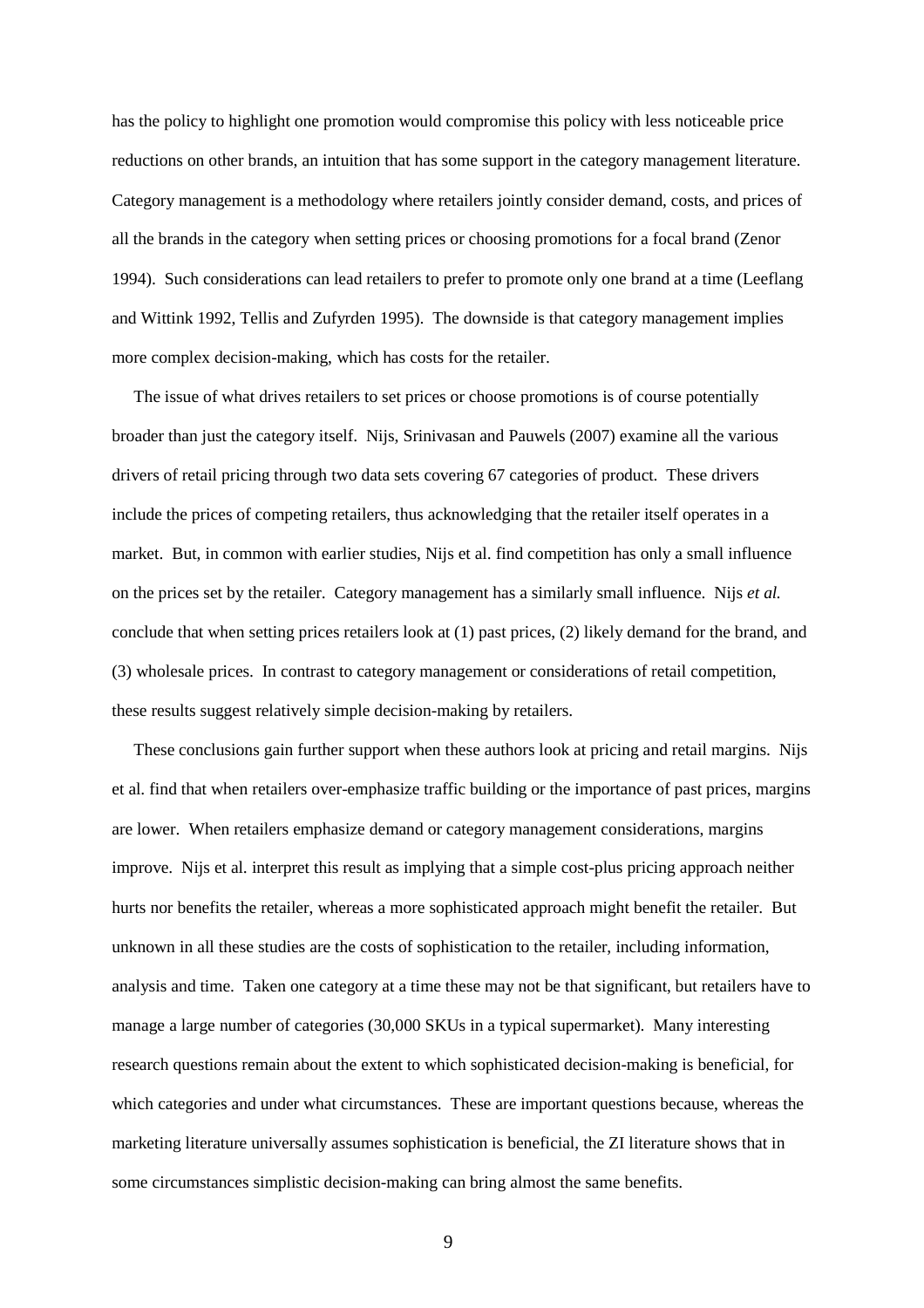has the policy to highlight one promotion would compromise this policy with less noticeable price reductions on other brands, an intuition that has some support in the category management literature. Category management is a methodology where retailers jointly consider demand, costs, and prices of all the brands in the category when setting prices or choosing promotions for a focal brand (Zenor 1994). Such considerations can lead retailers to prefer to promote only one brand at a time (Leeflang and Wittink 1992, Tellis and Zufyrden 1995). The downside is that category management implies more complex decision-making, which has costs for the retailer.

The issue of what drives retailers to set prices or choose promotions is of course potentially broader than just the category itself. Nijs, Srinivasan and Pauwels (2007) examine all the various drivers of retail pricing through two data sets covering 67 categories of product. These drivers include the prices of competing retailers, thus acknowledging that the retailer itself operates in a market. But, in common with earlier studies, Nijs et al. find competition has only a small influence on the prices set by the retailer. Category management has a similarly small influence. Nijs *et al.* conclude that when setting prices retailers look at (1) past prices, (2) likely demand for the brand, and (3) wholesale prices. In contrast to category management or considerations of retail competition, these results suggest relatively simple decision-making by retailers.

These conclusions gain further support when these authors look at pricing and retail margins. Nijs et al. find that when retailers over-emphasize traffic building or the importance of past prices, margins are lower. When retailers emphasize demand or category management considerations, margins improve. Nijs et al. interpret this result as implying that a simple cost-plus pricing approach neither hurts nor benefits the retailer, whereas a more sophisticated approach might benefit the retailer. But unknown in all these studies are the costs of sophistication to the retailer, including information, analysis and time. Taken one category at a time these may not be that significant, but retailers have to manage a large number of categories (30,000 SKUs in a typical supermarket). Many interesting research questions remain about the extent to which sophisticated decision-making is beneficial, for which categories and under what circumstances. These are important questions because, whereas the marketing literature universally assumes sophistication is beneficial, the ZI literature shows that in some circumstances simplistic decision-making can bring almost the same benefits.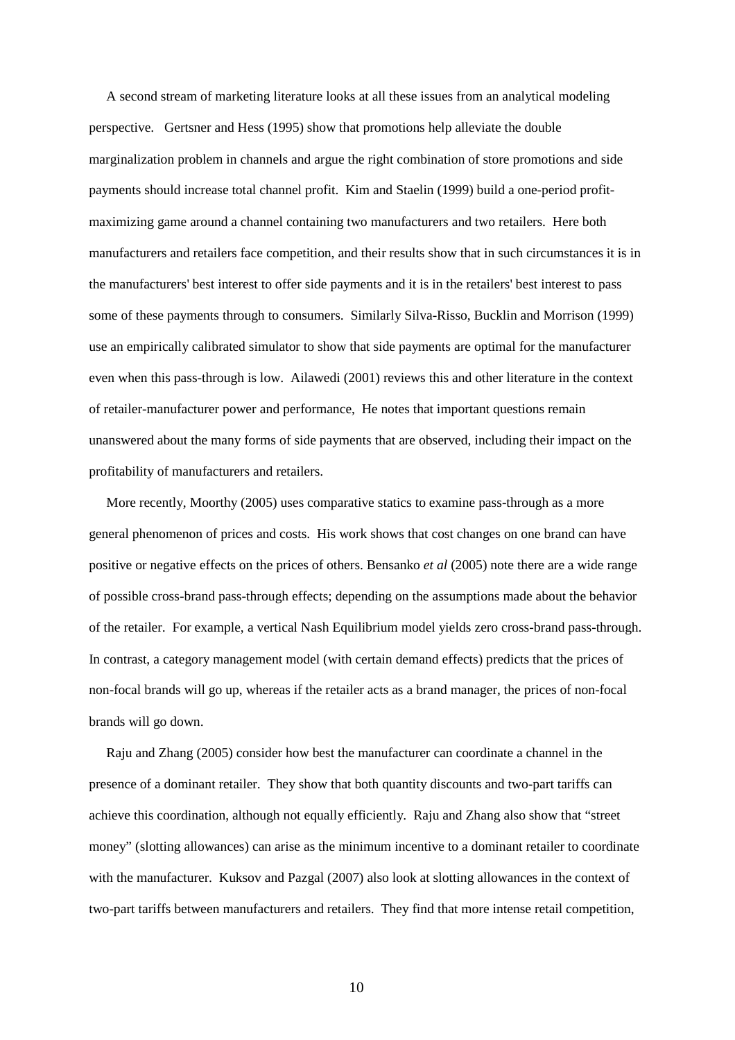A second stream of marketing literature looks at all these issues from an analytical modeling perspective. Gertsner and Hess (1995) show that promotions help alleviate the double marginalization problem in channels and argue the right combination of store promotions and side payments should increase total channel profit. Kim and Staelin (1999) build a one-period profit-maximizing game around a channel containing two manufacturers and two retailers. Here both manufacturers and retailers face competition, and their results show that in such circumstances it is in the manufacturers' best interest to offer side payments and it is in the retailers' best interest to pass some of these payments through to consumers. Similarly Silva-Risso, Bucklin and Morrison (1999) use an empirically calibrated simulator to show that side payments are optimal for the manufacturer even when this pass-through is low. Ailawedi (2001) reviews this and other literature in the context of retailer-manufacturer power and performance, He notes that important questions remain unanswered about the many forms of side payments that are observed, including their impact on the profitability of manufacturers and retailers.

More recently, Moorthy (2005) uses comparative statics to examine pass-through as a more general phenomenon of prices and costs. His work shows that cost changes on one brand can have positive or negative effects on the prices of others. Bensanko *et al* (2005) note there are a wide range of possible cross-brand pass-through effects; depending on the assumptions made about the behavior of the retailer. For example, a vertical Nash Equilibrium model yields zero cross-brand pass-through. In contrast, a category management model (with certain demand effects) predicts that the prices of non-focal brands will go up, whereas if the retailer acts as a brand manager, the prices of non-focal brands will go down.

Raju and Zhang (2005) consider how best the manufacturer can coordinate a channel in the presence of a dominant retailer. They show that both quantity discounts and two-part tariffs can achieve this coordination, although not equally efficiently. Raju and Zhang also show that "street money" (slotting allowances) can arise as the minimum incentive to a dominant retailer to coordinate with the manufacturer. Kuksov and Pazgal (2007) also look at slotting allowances in the context of two-part tariffs between manufacturers and retailers. They find that more intense retail competition,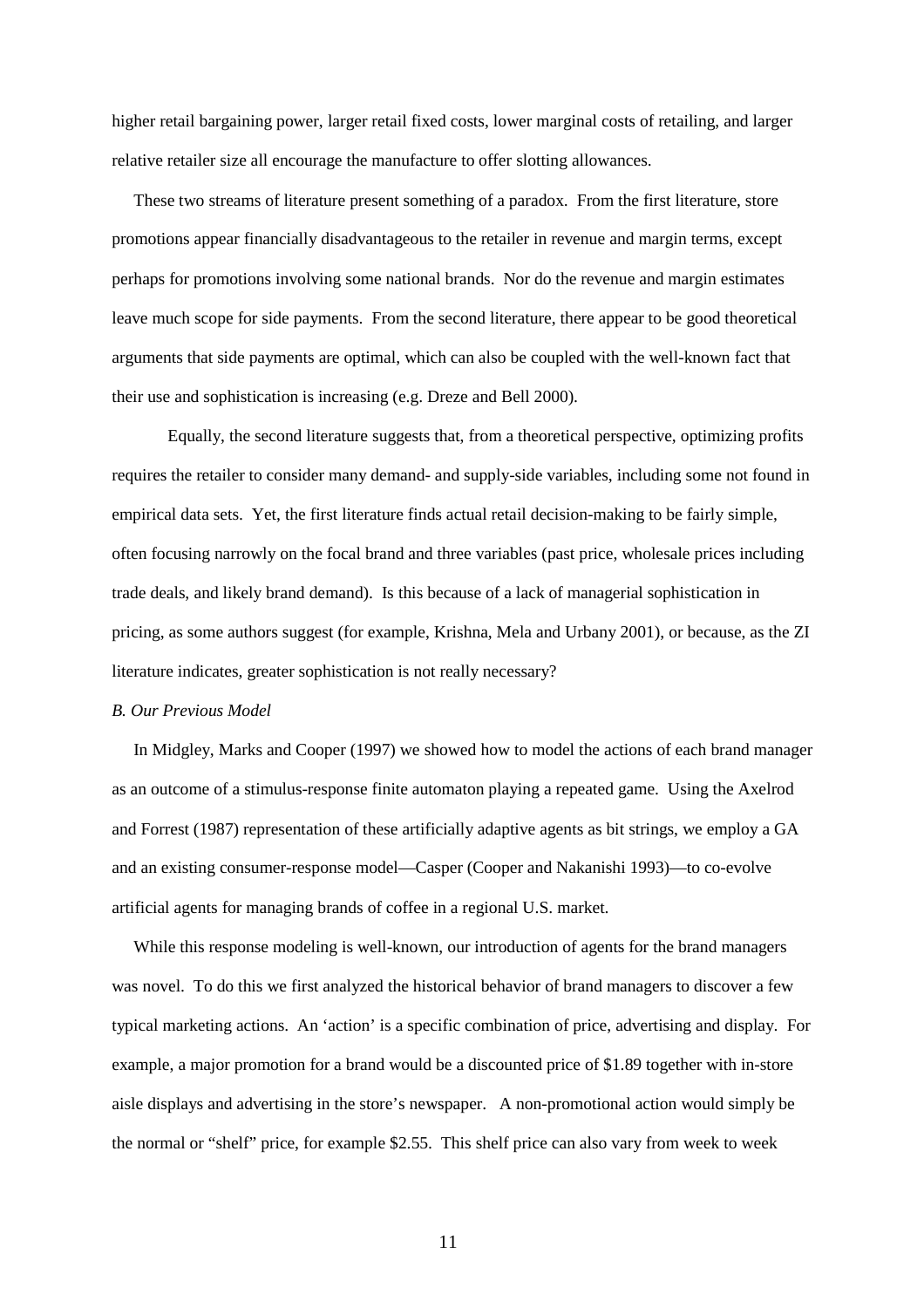higher retail bargaining power, larger retail fixed costs, lower marginal costs of retailing, and larger relative retailer size all encourage the manufacture to offer slotting allowances.

These two streams of literature present something of a paradox. From the first literature, store promotions appear financially disadvantageous to the retailer in revenue and margin terms, except perhaps for promotions involving some national brands. Nor do the revenue and margin estimates leave much scope for side payments. From the second literature, there appear to be good theoretical arguments that side payments are optimal, which can also be coupled with the well-known fact that their use and sophistication is increasing (e.g. Dreze and Bell 2000).

Equally, the second literature suggests that, from a theoretical perspective, optimizing profits requires the retailer to consider many demand- and supply-side variables, including some not found in empirical data sets. Yet, the first literature finds actual retail decision-making to be fairly simple, often focusing narrowly on the focal brand and three variables (past price, wholesale prices including trade deals, and likely brand demand). Is this because of a lack of managerial sophistication in pricing, as some authors suggest (for example, Krishna, Mela and Urbany 2001), or because, as the ZI literature indicates, greater sophistication is not really necessary?

### *B. Our Previous Model*

In Midgley, Marks and Cooper (1997) we showed how to model the actions of each brand manager as an outcome of a stimulus-response finite automaton playing a repeated game. Using the Axelrod and Forrest (1987) representation of these artificially adaptive agents as bit strings, we employ a GA and an existing consumer-response model—Casper (Cooper and Nakanishi 1993)—to co-evolve artificial agents for managing brands of coffee in a regional U.S. market.

While this response modeling is well-known, our introduction of agents for the brand managers was novel. To do this we first analyzed the historical behavior of brand managers to discover a few typical marketing actions. An 'action' is a specific combination of price, advertising and display. For example, a major promotion for a brand would be a discounted price of $1.89 together with in-store aisle displays and advertising in the store's newspaper. A non-promotional action would simply be the normal or "shelf" price, for example $2.55. This shelf price can also vary from week to week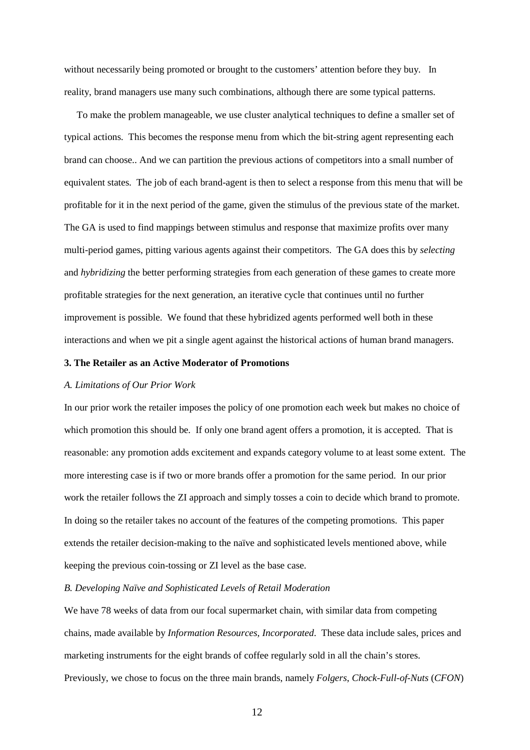without necessarily being promoted or brought to the customers' attention before they buy. In reality, brand managers use many such combinations, although there are some typical patterns.

To make the problem manageable, we use cluster analytical techniques to define a smaller set of typical actions. This becomes the response menu from which the bit-string agent representing each brand can choose.. And we can partition the previous actions of competitors into a small number of equivalent states. The job of each brand-agent is then to select a response from this menu that will be profitable for it in the next period of the game, given the stimulus of the previous state of the market. The GA is used to find mappings between stimulus and response that maximize profits over many multi-period games, pitting various agents against their competitors. The GA does this by *selecting* and *hybridizing* the better performing strategies from each generation of these games to create more profitable strategies for the next generation, an iterative cycle that continues until no further improvement is possible. We found that these hybridized agents performed well both in these interactions and when we pit a single agent against the historical actions of human brand managers.

### 3. The Retailer as an Active Moderator of Promotions

*A. Limitations of Our Prior Work*

In our prior work the retailer imposes the policy of one promotion each week but makes no choice of which promotion this should be. If only one brand agent offers a promotion, it is accepted. That is reasonable: any promotion adds excitement and expands category volume to at least some extent. The more interesting case is if two or more brands offer a promotion for the same period. In our prior work the retailer follows the ZI approach and simply tosses a coin to decide which brand to promote. In doing so the retailer takes no account of the features of the competing promotions. This paper extends the retailer decision-making to the naïve and sophisticated levels mentioned above, while keeping the previous coin-tossing or ZI level as the base case.

*B. Developing Naïve and Sophisticated Levels of Retail Moderation*

We have 78 weeks of data from our focal supermarket chain, with similar data from competing chains, made available by *Information Resources, Incorporated*. These data include sales, prices and marketing instruments for the eight brands of coffee regularly sold in all the chain's stores. Previously, we chose to focus on the three main brands, namely *Folgers*, *Chock-Full-of-Nuts* (*CFON*)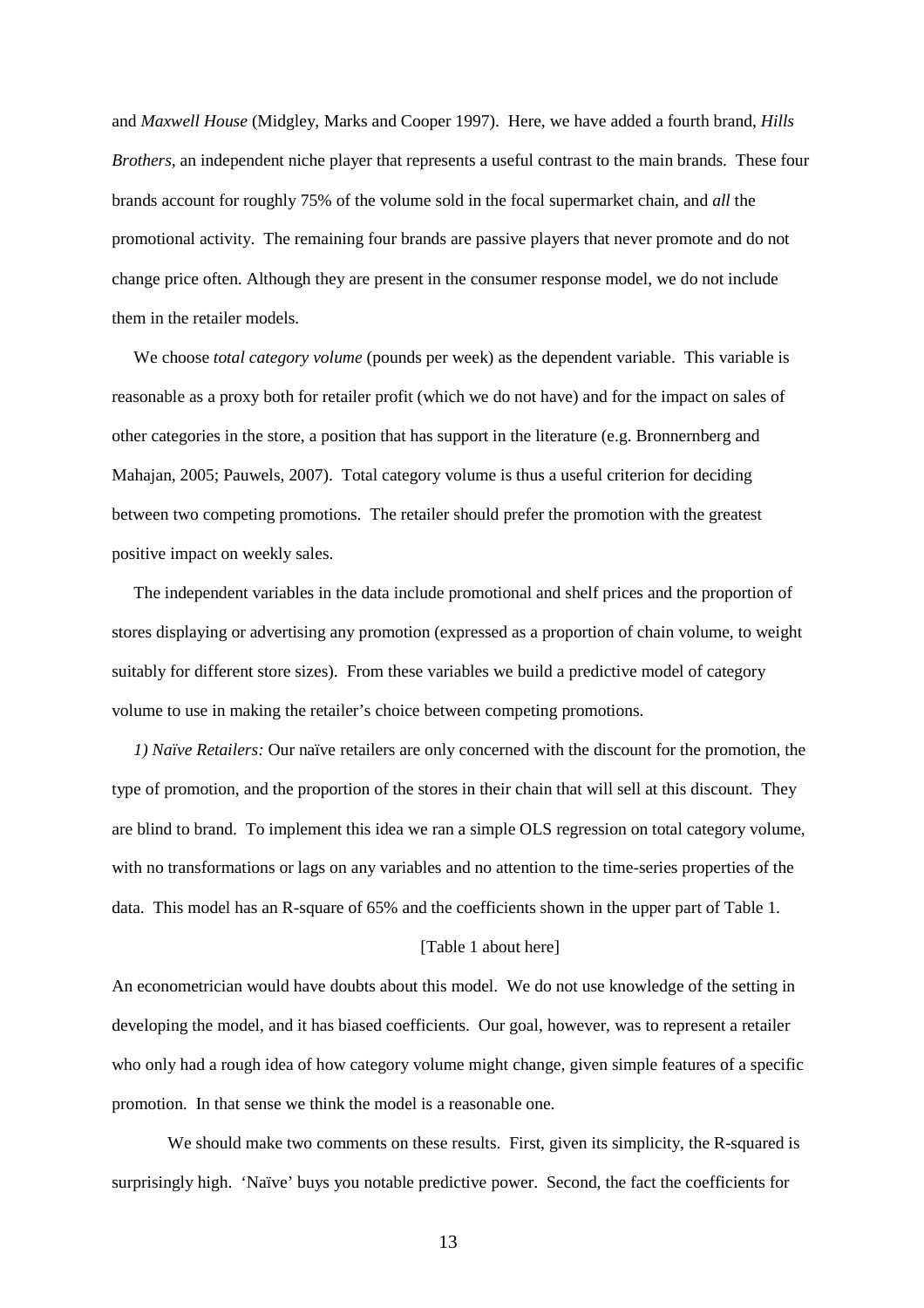and *Maxwell House* (Midgley, Marks and Cooper 1997). Here, we have added a fourth brand, *Hills Brothers*, an independent niche player that represents a useful contrast to the main brands. These four brands account for roughly 75% of the volume sold in the focal supermarket chain, and *all* the promotional activity. The remaining four brands are passive players that never promote and do not change price often. Although they are present in the consumer response model, we do not include them in the retailer models.

We choose *total category volume* (pounds per week) as the dependent variable. This variable is reasonable as a proxy both for retailer profit (which we do not have) and for the impact on sales of other categories in the store, a position that has support in the literature (e.g. Bronnernberg and Mahajan, 2005; Pauwels, 2007). Total category volume is thus a useful criterion for deciding between two competing promotions. The retailer should prefer the promotion with the greatest positive impact on weekly sales.

The independent variables in the data include promotional and shelf prices and the proportion of stores displaying or advertising any promotion (expressed as a proportion of chain volume, to weight suitably for different store sizes). From these variables we build a predictive model of category volume to use in making the retailer's choice between competing promotions.

*1) Naïve Retailers:* Our naïve retailers are only concerned with the discount for the promotion, the type of promotion, and the proportion of the stores in their chain that will sell at this discount. They are blind to brand. To implement this idea we ran a simple OLS regression on total category volume, with no transformations or lags on any variables and no attention to the time-series properties of the data. This model has an R-square of 65% and the coefficients shown in the upper part of Table 1.

[Table 1 about here]

An econometrician would have doubts about this model. We do not use knowledge of the setting in developing the model, and it has biased coefficients. Our goal, however, was to represent a retailer who only had a rough idea of how category volume might change, given simple features of a specific promotion. In that sense we think the model is a reasonable one.

We should make two comments on these results. First, given its simplicity, the R-squared is surprisingly high. 'Naïve' buys you notable predictive power. Second, the fact the coefficients for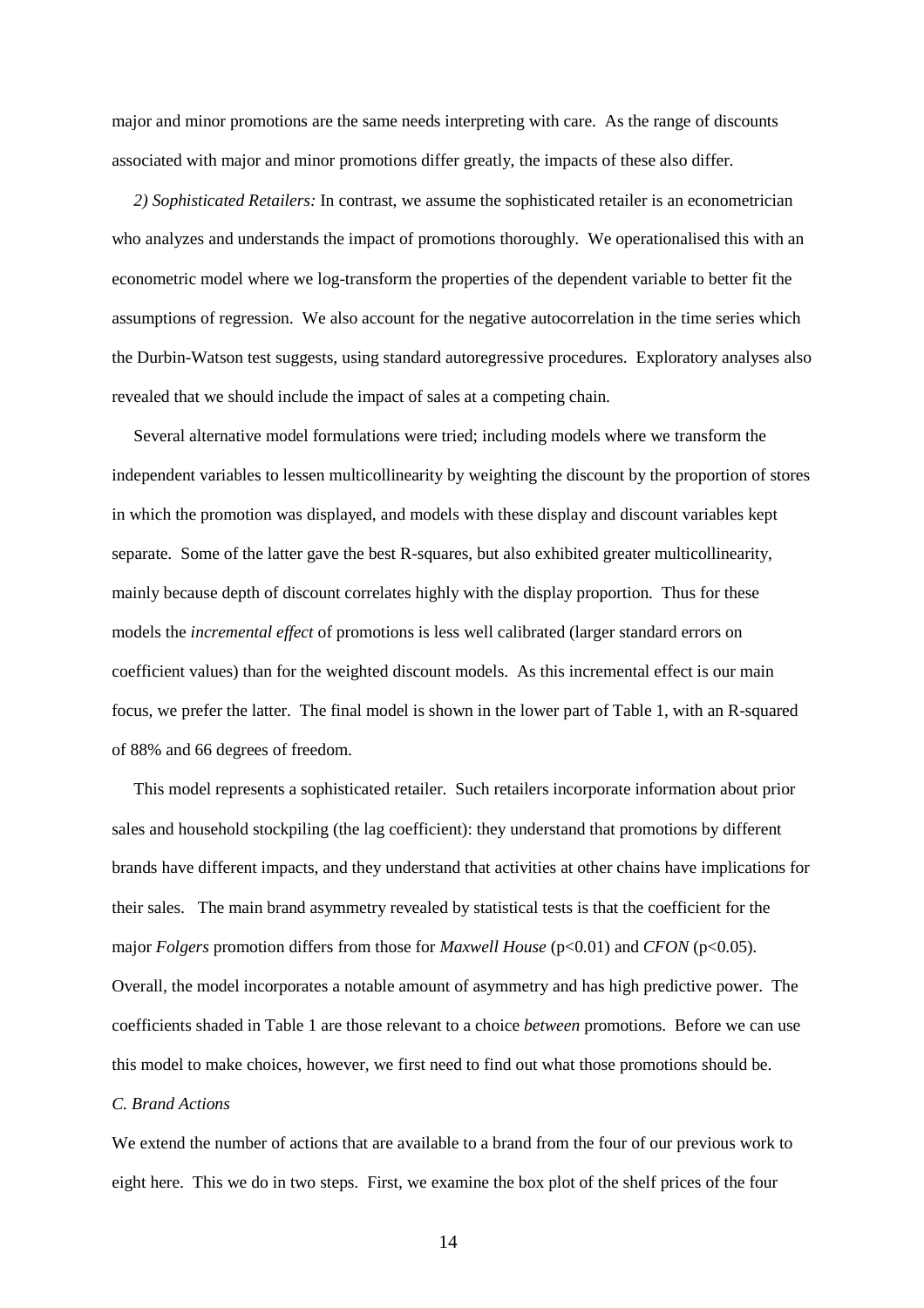major and minor promotions are the same needs interpreting with care. As the range of discounts associated with major and minor promotions differ greatly, the impacts of these also differ.

*2) Sophisticated Retailers:* In contrast, we assume the sophisticated retailer is an econometrician who analyzes and understands the impact of promotions thoroughly. We operationalised this with an econometric model where we log-transform the properties of the dependent variable to better fit the assumptions of regression. We also account for the negative autocorrelation in the time series which the Durbin-Watson test suggests, using standard autoregressive procedures. Exploratory analyses also revealed that we should include the impact of sales at a competing chain.

Several alternative model formulations were tried; including models where we transform the independent variables to lessen multicollinearity by weighting the discount by the proportion of stores in which the promotion was displayed, and models with these display and discount variables kept separate. Some of the latter gave the best R-squares, but also exhibited greater multicollinearity, mainly because depth of discount correlates highly with the display proportion. Thus for these models the *incremental effect* of promotions is less well calibrated (larger standard errors on coefficient values) than for the weighted discount models. As this incremental effect is our main focus, we prefer the latter. The final model is shown in the lower part of Table 1, with an R-squared of 88% and 66 degrees of freedom.

This model represents a sophisticated retailer. Such retailers incorporate information about prior sales and household stockpiling (the lag coefficient): they understand that promotions by different brands have different impacts, and they understand that activities at other chains have implications for their sales. The main brand asymmetry revealed by statistical tests is that the coefficient for the major *Folgers* promotion differs from those for *Maxwell House* ($p<0.01$) and *CFON* ($p<0.05$). Overall, the model incorporates a notable amount of asymmetry and has high predictive power. The coefficients shaded in Table 1 are those relevant to a choice *between* promotions. Before we can use this model to make choices, however, we first need to find out what those promotions should be.

*C. Brand Actions*

We extend the number of actions that are available to a brand from the four of our previous work to eight here. This we do in two steps. First, we examine the box plot of the shelf prices of the four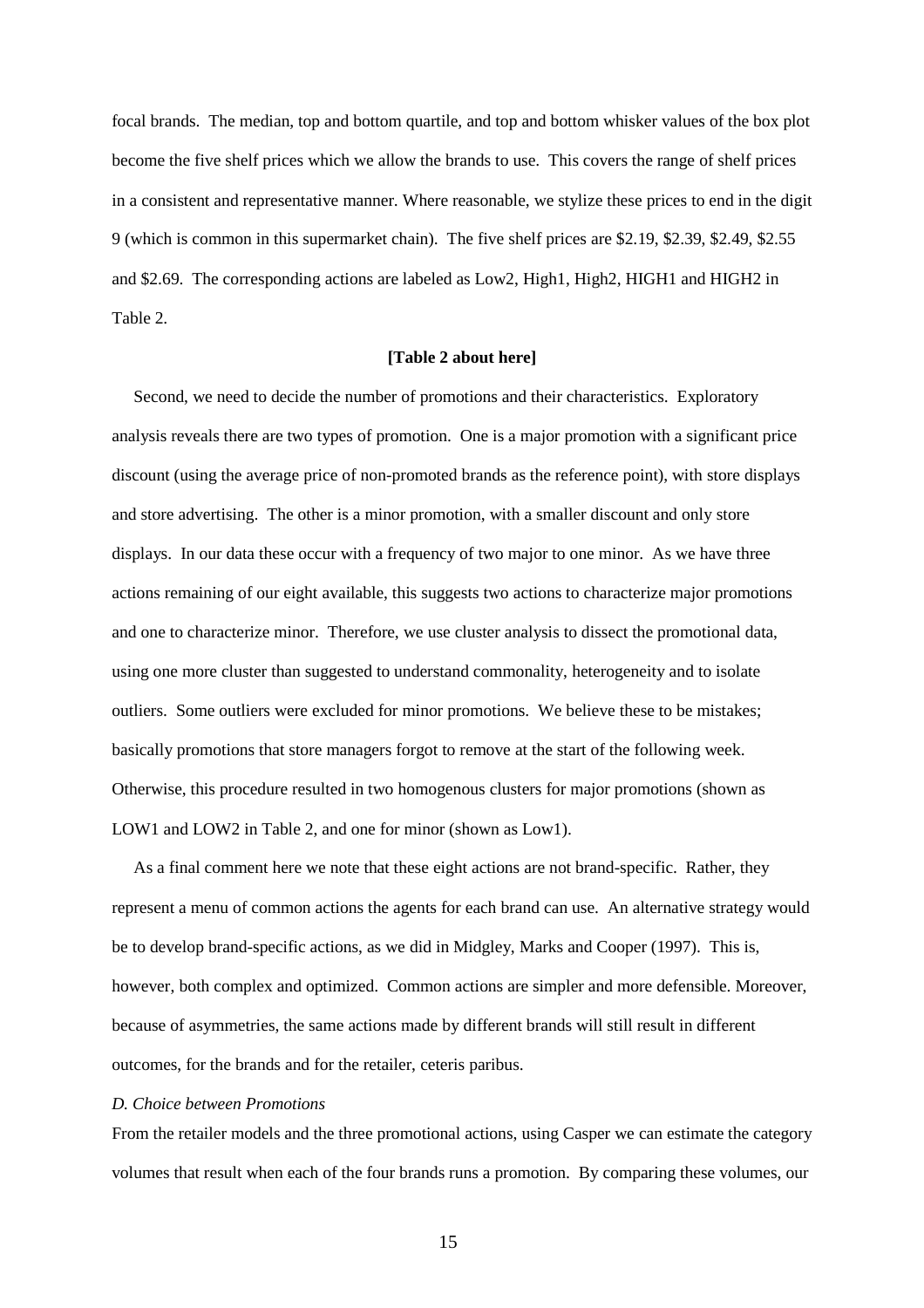focal brands. The median, top and bottom quartile, and top and bottom whisker values of the box plot become the five shelf prices which we allow the brands to use. This covers the range of shelf prices in a consistent and representative manner. Where reasonable, we stylize these prices to end in the digit 9 (which is common in this supermarket chain). The five shelf prices are $2.19, $2.39, $2.49, $2.55 and $2.69. The corresponding actions are labeled as Low2, High1, High2, HIGH1 and HIGH2 in Table 2.

**[Table 2 about here]**

Second, we need to decide the number of promotions and their characteristics. Exploratory analysis reveals there are two types of promotion. One is a major promotion with a significant price discount (using the average price of non-promoted brands as the reference point), with store displays and store advertising. The other is a minor promotion, with a smaller discount and only store displays. In our data these occur with a frequency of two major to one minor. As we have three actions remaining of our eight available, this suggests two actions to characterize major promotions and one to characterize minor. Therefore, we use cluster analysis to dissect the promotional data, using one more cluster than suggested to understand commonality, heterogeneity and to isolate outliers. Some outliers were excluded for minor promotions. We believe these to be mistakes; basically promotions that store managers forgot to remove at the start of the following week. Otherwise, this procedure resulted in two homogenous clusters for major promotions (shown as LOW1 and LOW2 in Table 2, and one for minor (shown as Low1).

As a final comment here we note that these eight actions are not brand-specific. Rather, they represent a menu of common actions the agents for each brand can use. An alternative strategy would be to develop brand-specific actions, as we did in Midgley, Marks and Cooper (1997). This is, however, both complex and optimized. Common actions are simpler and more defensible. Moreover, because of asymmetries, the same actions made by different brands will still result in different outcomes, for the brands and for the retailer, ceteris paribus.

*D. Choice between Promotions*

From the retailer models and the three promotional actions, using Casper we can estimate the category volumes that result when each of the four brands runs a promotion. By comparing these volumes, our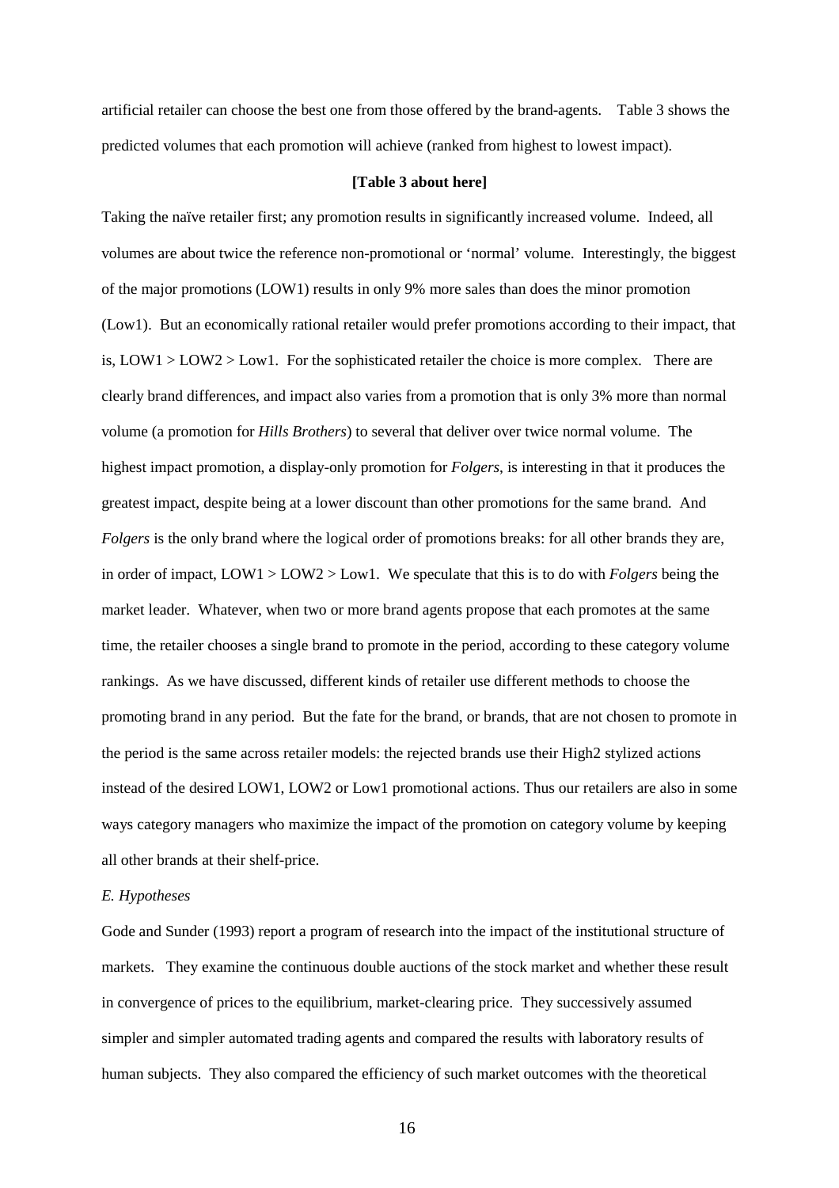artificial retailer can choose the best one from those offered by the brand-agents. Table 3 shows the predicted volumes that each promotion will achieve (ranked from highest to lowest impact).

**[Table 3 about here]**

Taking the naïve retailer first; any promotion results in significantly increased volume. Indeed, all volumes are about twice the reference non-promotional or 'normal' volume. Interestingly, the biggest of the major promotions (LOW1) results in only 9% more sales than does the minor promotion (Low1). But an economically rational retailer would prefer promotions according to their impact, that is, LOW1 > LOW2 > Low1. For the sophisticated retailer the choice is more complex. There are clearly brand differences, and impact also varies from a promotion that is only 3% more than normal volume (a promotion for *Hills Brothers*) to several that deliver over twice normal volume. The highest impact promotion, a display-only promotion for *Folgers*, is interesting in that it produces the greatest impact, despite being at a lower discount than other promotions for the same brand. And *Folgers* is the only brand where the logical order of promotions breaks: for all other brands they are, in order of impact, LOW1 > LOW2 > Low1. We speculate that this is to do with *Folgers* being the market leader. Whatever, when two or more brand agents propose that each promotes at the same time, the retailer chooses a single brand to promote in the period, according to these category volume rankings. As we have discussed, different kinds of retailer use different methods to choose the promoting brand in any period. But the fate for the brand, or brands, that are not chosen to promote in the period is the same across retailer models: the rejected brands use their High2 stylized actions instead of the desired LOW1, LOW2 or Low1 promotional actions. Thus our retailers are also in some ways category managers who maximize the impact of the promotion on category volume by keeping all other brands at their shelf-price.

### *E. Hypotheses*

Gode and Sunder (1993) report a program of research into the impact of the institutional structure of markets. They examine the continuous double auctions of the stock market and whether these result in convergence of prices to the equilibrium, market-clearing price. They successively assumed simpler and simpler automated trading agents and compared the results with laboratory results of human subjects. They also compared the efficiency of such market outcomes with the theoretical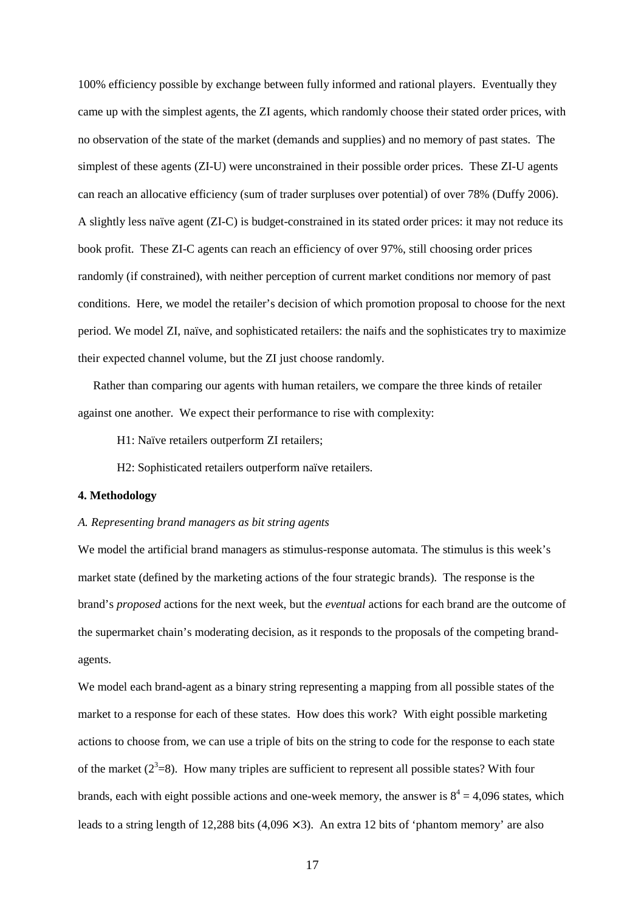100% efficiency possible by exchange between fully informed and rational players. Eventually they came up with the simplest agents, the ZI agents, which randomly choose their stated order prices, with no observation of the state of the market (demands and supplies) and no memory of past states. The simplest of these agents (ZI-U) were unconstrained in their possible order prices. These ZI-U agents can reach an allocative efficiency (sum of trader surpluses over potential) of over 78% (Duffy 2006). A slightly less naïve agent (ZI-C) is budget-constrained in its stated order prices: it may not reduce its book profit. These ZI-C agents can reach an efficiency of over 97%, still choosing order prices randomly (if constrained), with neither perception of current market conditions nor memory of past conditions. Here, we model the retailer's decision of which promotion proposal to choose for the next period. We model ZI, naïve, and sophisticated retailers: the naifs and the sophisticates try to maximize their expected channel volume, but the ZI just choose randomly.

Rather than comparing our agents with human retailers, we compare the three kinds of retailer against one another. We expect their performance to rise with complexity:

H1: Naïve retailers outperform ZI retailers;

H2: Sophisticated retailers outperform naïve retailers.

**4. Methodology**

*A. Representing brand managers as bit string agents*

We model the artificial brand managers as stimulus-response automata. The stimulus is this week's market state (defined by the marketing actions of the four strategic brands). The response is the brand's *proposed* actions for the next week, but the *eventual* actions for each brand are the outcome of the supermarket chain's moderating decision, as it responds to the proposals of the competing brand-agents.

We model each brand-agent as a binary string representing a mapping from all possible states of the market to a response for each of these states. How does this work? With eight possible marketing actions to choose from, we can use a triple of bits on the string to code for the response to each state of the market ($2^3$=8). How many triples are sufficient to represent all possible states? With four brands, each with eight possible actions and one-week memory, the answer is $8^4$ = 4,096 states, which leads to a string length of 12,288 bits (4,096 $\times$ 3). An extra 12 bits of 'phantom memory' are also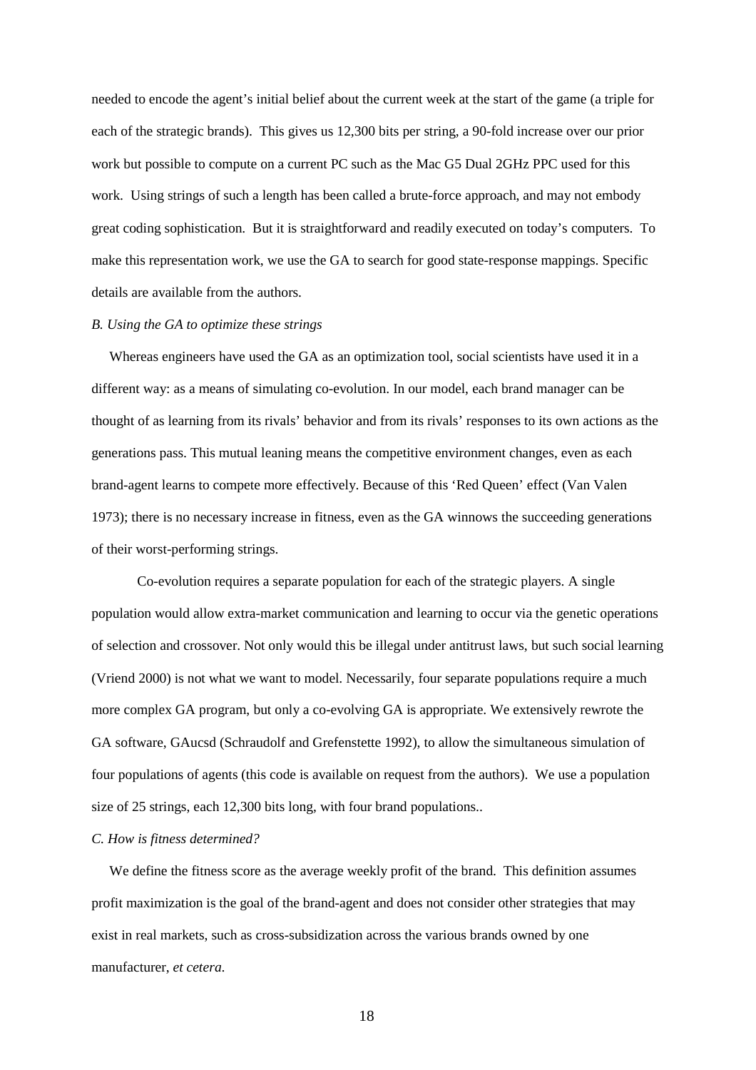needed to encode the agent's initial belief about the current week at the start of the game (a triple for each of the strategic brands). This gives us 12,300 bits per string, a 90-fold increase over our prior work but possible to compute on a current PC such as the Mac G5 Dual 2GHz PPC used for this work. Using strings of such a length has been called a brute-force approach, and may not embody great coding sophistication. But it is straightforward and readily executed on today's computers. To make this representation work, we use the GA to search for good state-response mappings. Specific details are available from the authors.

*B. Using the GA to optimize these strings*

Whereas engineers have used the GA as an optimization tool, social scientists have used it in a different way: as a means of simulating co-evolution. In our model, each brand manager can be thought of as learning from its rivals' behavior and from its rivals' responses to its own actions as the generations pass. This mutual leaning means the competitive environment changes, even as each brand-agent learns to compete more effectively. Because of this 'Red Queen' effect (Van Valen 1973); there is no necessary increase in fitness, even as the GA winnows the succeeding generations of their worst-performing strings.

Co-evolution requires a separate population for each of the strategic players. A single population would allow extra-market communication and learning to occur via the genetic operations of selection and crossover. Not only would this be illegal under antitrust laws, but such social learning (Vriend 2000) is not what we want to model. Necessarily, four separate populations require a much more complex GA program, but only a co-evolving GA is appropriate. We extensively rewrote the GA software, GAucsd (Schraudolf and Grefenstette 1992), to allow the simultaneous simulation of four populations of agents (this code is available on request from the authors). We use a population size of 25 strings, each 12,300 bits long, with four brand populations..

*C. How is fitness determined?*

We define the fitness score as the average weekly profit of the brand. This definition assumes profit maximization is the goal of the brand-agent and does not consider other strategies that may exist in real markets, such as cross-subsidization across the various brands owned by one manufacturer, *et cetera*.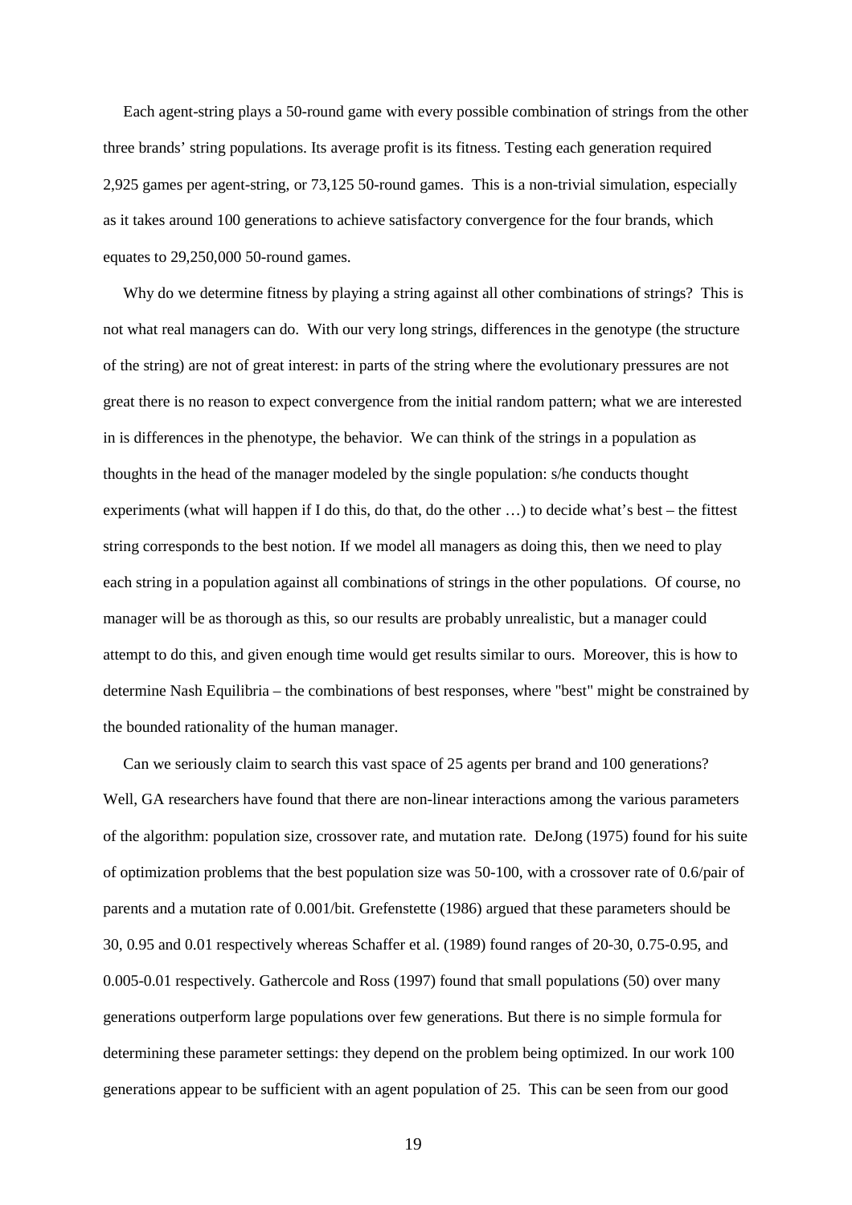Each agent-string plays a 50-round game with every possible combination of strings from the other three brands' string populations. Its average profit is its fitness. Testing each generation required 2,925 games per agent-string, or 73,125 50-round games. This is a non-trivial simulation, especially as it takes around 100 generations to achieve satisfactory convergence for the four brands, which equates to 29,250,000 50-round games.

Why do we determine fitness by playing a string against all other combinations of strings? This is not what real managers can do. With our very long strings, differences in the genotype (the structure of the string) are not of great interest: in parts of the string where the evolutionary pressures are not great there is no reason to expect convergence from the initial random pattern; what we are interested in is differences in the phenotype, the behavior. We can think of the strings in a population as thoughts in the head of the manager modeled by the single population: s/he conducts thought experiments (what will happen if I do this, do that, do the other …) to decide what's best – the fittest string corresponds to the best notion. If we model all managers as doing this, then we need to play each string in a population against all combinations of strings in the other populations. Of course, no manager will be as thorough as this, so our results are probably unrealistic, but a manager could attempt to do this, and given enough time would get results similar to ours. Moreover, this is how to determine Nash Equilibria – the combinations of best responses, where "best" might be constrained by the bounded rationality of the human manager.

Can we seriously claim to search this vast space of 25 agents per brand and 100 generations? Well, GA researchers have found that there are non-linear interactions among the various parameters of the algorithm: population size, crossover rate, and mutation rate. DeJong (1975) found for his suite of optimization problems that the best population size was 50-100, with a crossover rate of 0.6/pair of parents and a mutation rate of 0.001/bit. Grefenstette (1986) argued that these parameters should be 30, 0.95 and 0.01 respectively whereas Schaffer et al. (1989) found ranges of 20-30, 0.75-0.95, and 0.005-0.01 respectively. Gathercole and Ross (1997) found that small populations (50) over many generations outperform large populations over few generations. But there is no simple formula for determining these parameter settings: they depend on the problem being optimized. In our work 100 generations appear to be sufficient with an agent population of 25. This can be seen from our good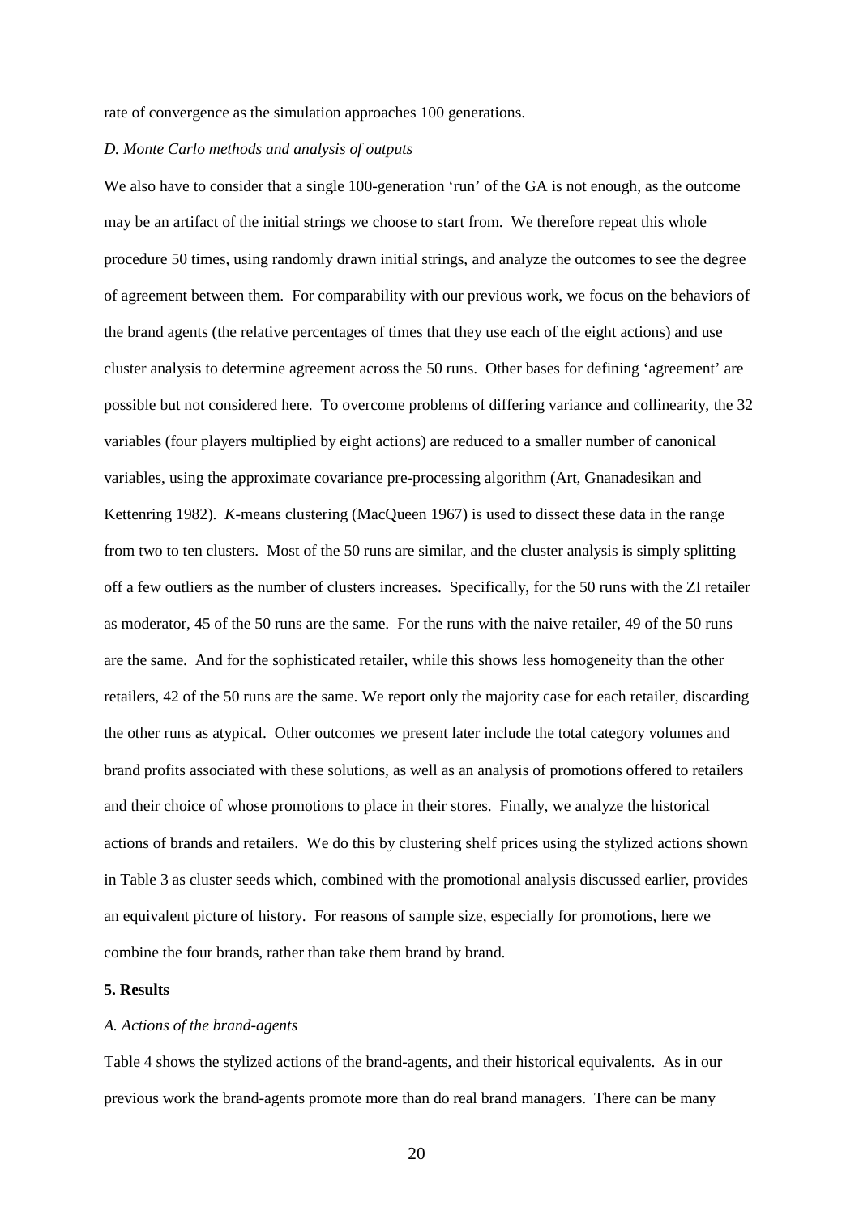rate of convergence as the simulation approaches 100 generations.

*D. Monte Carlo methods and analysis of outputs*

We also have to consider that a single 100-generation 'run' of the GA is not enough, as the outcome may be an artifact of the initial strings we choose to start from. We therefore repeat this whole procedure 50 times, using randomly drawn initial strings, and analyze the outcomes to see the degree of agreement between them. For comparability with our previous work, we focus on the behaviors of the brand agents (the relative percentages of times that they use each of the eight actions) and use cluster analysis to determine agreement across the 50 runs. Other bases for defining 'agreement' are possible but not considered here. To overcome problems of differing variance and collinearity, the 32 variables (four players multiplied by eight actions) are reduced to a smaller number of canonical variables, using the approximate covariance pre-processing algorithm (Art, Gnanadesikan and Kettenring 1982). *K*-means clustering (MacQueen 1967) is used to dissect these data in the range from two to ten clusters. Most of the 50 runs are similar, and the cluster analysis is simply splitting off a few outliers as the number of clusters increases. Specifically, for the 50 runs with the ZI retailer as moderator, 45 of the 50 runs are the same. For the runs with the naive retailer, 49 of the 50 runs are the same. And for the sophisticated retailer, while this shows less homogeneity than the other retailers, 42 of the 50 runs are the same. We report only the majority case for each retailer, discarding the other runs as atypical. Other outcomes we present later include the total category volumes and brand profits associated with these solutions, as well as an analysis of promotions offered to retailers and their choice of whose promotions to place in their stores. Finally, we analyze the historical actions of brands and retailers. We do this by clustering shelf prices using the stylized actions shown in Table 3 as cluster seeds which, combined with the promotional analysis discussed earlier, provides an equivalent picture of history. For reasons of sample size, especially for promotions, here we combine the four brands, rather than take them brand by brand.

## 5. Results

*A. Actions of the brand-agents*

Table 4 shows the stylized actions of the brand-agents, and their historical equivalents. As in our previous work the brand-agents promote more than do real brand managers. There can be many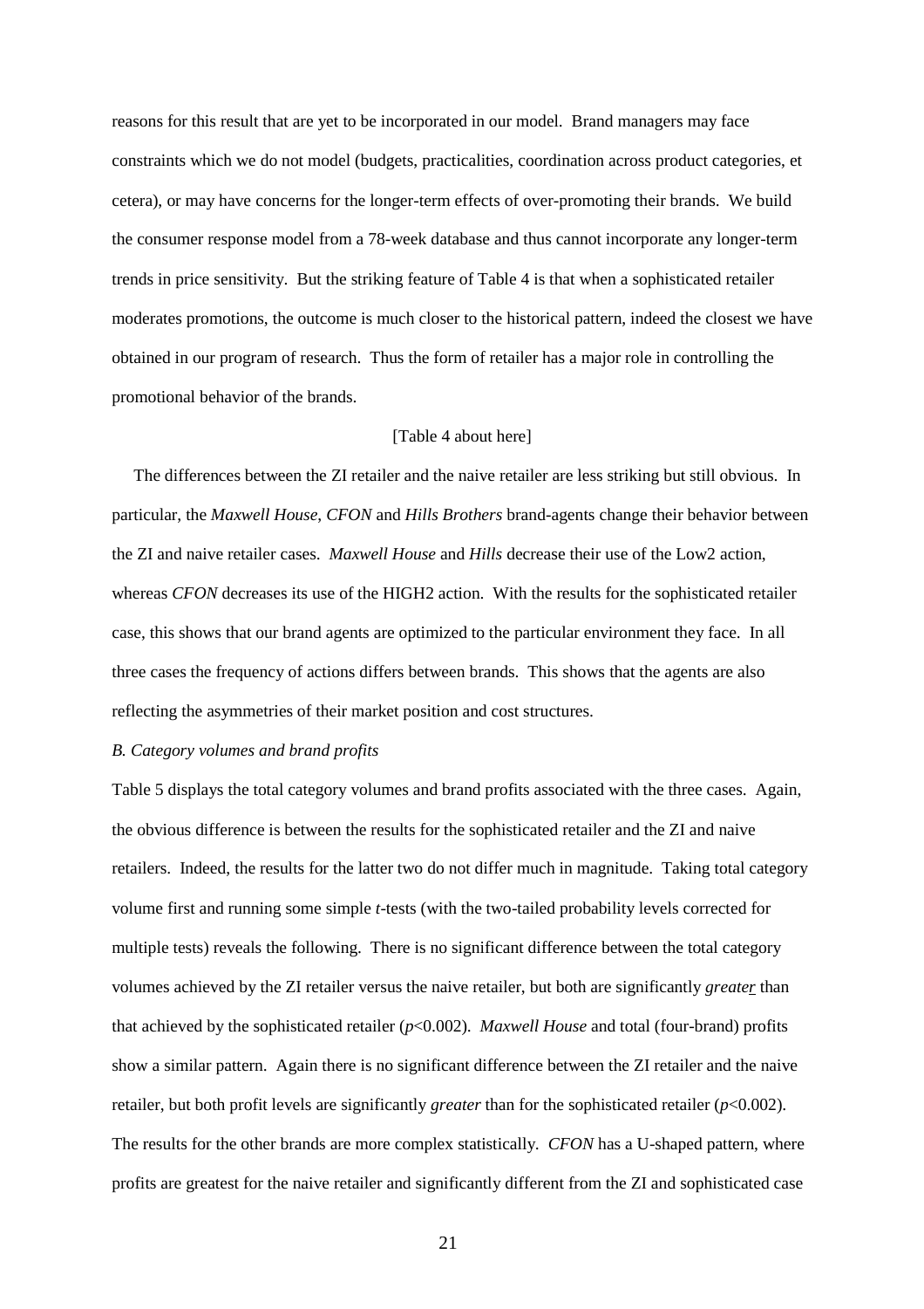reasons for this result that are yet to be incorporated in our model. Brand managers may face constraints which we do not model (budgets, practicalities, coordination across product categories, et cetera), or may have concerns for the longer-term effects of over-promoting their brands. We build the consumer response model from a 78-week database and thus cannot incorporate any longer-term trends in price sensitivity. But the striking feature of Table 4 is that when a sophisticated retailer moderates promotions, the outcome is much closer to the historical pattern, indeed the closest we have obtained in our program of research. Thus the form of retailer has a major role in controlling the promotional behavior of the brands.

[Table 4 about here]

The differences between the ZI retailer and the naive retailer are less striking but still obvious. In particular, the *Maxwell House*, *CFON* and *Hills Brothers* brand-agents change their behavior between the ZI and naive retailer cases. *Maxwell House* and *Hills* decrease their use of the Low2 action, whereas *CFON* decreases its use of the HIGH2 action. With the results for the sophisticated retailer case, this shows that our brand agents are optimized to the particular environment they face. In all three cases the frequency of actions differs between brands. This shows that the agents are also reflecting the asymmetries of their market position and cost structures.

*B. Category volumes and brand profits*

Table 5 displays the total category volumes and brand profits associated with the three cases. Again, the obvious difference is between the results for the sophisticated retailer and the ZI and naive retailers. Indeed, the results for the latter two do not differ much in magnitude. Taking total category volume first and running some simple *t*-tests (with the two-tailed probability levels corrected for multiple tests) reveals the following. There is no significant difference between the total category volumes achieved by the ZI retailer versus the naive retailer, but both are significantly *greater* than that achieved by the sophisticated retailer ($p<0.002$). *Maxwell House* and total (four-brand) profits show a similar pattern. Again there is no significant difference between the ZI retailer and the naive retailer, but both profit levels are significantly *greater* than for the sophisticated retailer ($p<0.002$). The results for the other brands are more complex statistically. *CFON* has a U-shaped pattern, where profits are greatest for the naive retailer and significantly different from the ZI and sophisticated case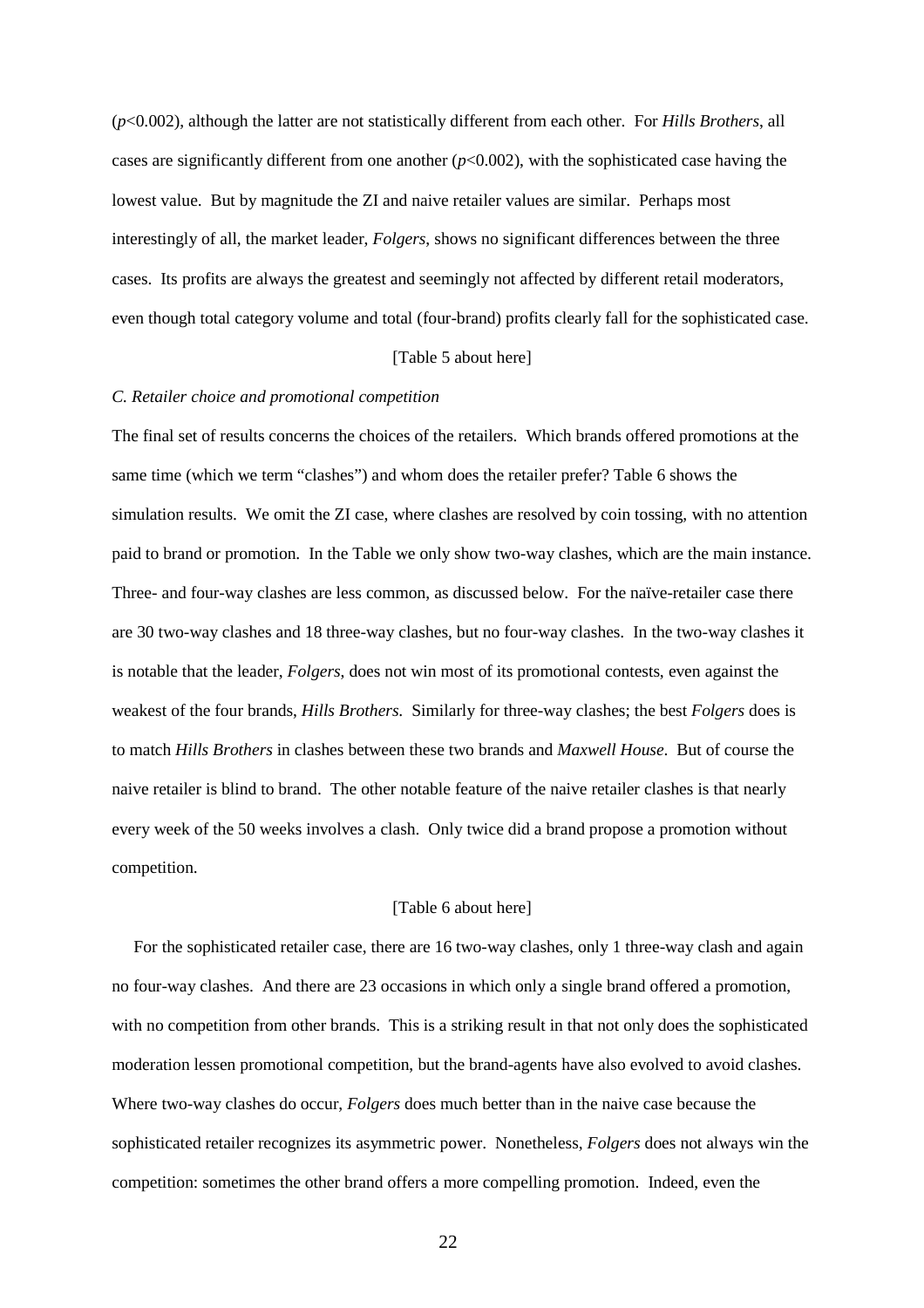($p$<0.002), although the latter are not statistically different from each other. For *Hills Brothers*, all cases are significantly different from one another ($p$<0.002), with the sophisticated case having the lowest value. But by magnitude the ZI and naive retailer values are similar. Perhaps most interestingly of all, the market leader, *Folgers*, shows no significant differences between the three cases. Its profits are always the greatest and seemingly not affected by different retail moderators, even though total category volume and total (four-brand) profits clearly fall for the sophisticated case.

[Table 5 about here]

*C. Retailer choice and promotional competition*

The final set of results concerns the choices of the retailers. Which brands offered promotions at the same time (which we term "clashes") and whom does the retailer prefer? Table 6 shows the simulation results. We omit the ZI case, where clashes are resolved by coin tossing, with no attention paid to brand or promotion. In the Table we only show two-way clashes, which are the main instance. Three- and four-way clashes are less common, as discussed below. For the naïve-retailer case there are 30 two-way clashes and 18 three-way clashes, but no four-way clashes. In the two-way clashes it is notable that the leader, *Folgers*, does not win most of its promotional contests, even against the weakest of the four brands, *Hills Brothers*. Similarly for three-way clashes; the best *Folgers* does is to match *Hills Brothers* in clashes between these two brands and *Maxwell House*. But of course the naive retailer is blind to brand. The other notable feature of the naive retailer clashes is that nearly every week of the 50 weeks involves a clash. Only twice did a brand propose a promotion without competition.

[Table 6 about here]

For the sophisticated retailer case, there are 16 two-way clashes, only 1 three-way clash and again no four-way clashes. And there are 23 occasions in which only a single brand offered a promotion, with no competition from other brands. This is a striking result in that not only does the sophisticated moderation lessen promotional competition, but the brand-agents have also evolved to avoid clashes. Where two-way clashes do occur, *Folgers* does much better than in the naive case because the sophisticated retailer recognizes its asymmetric power. Nonetheless, *Folgers* does not always win the competition: sometimes the other brand offers a more compelling promotion. Indeed, even the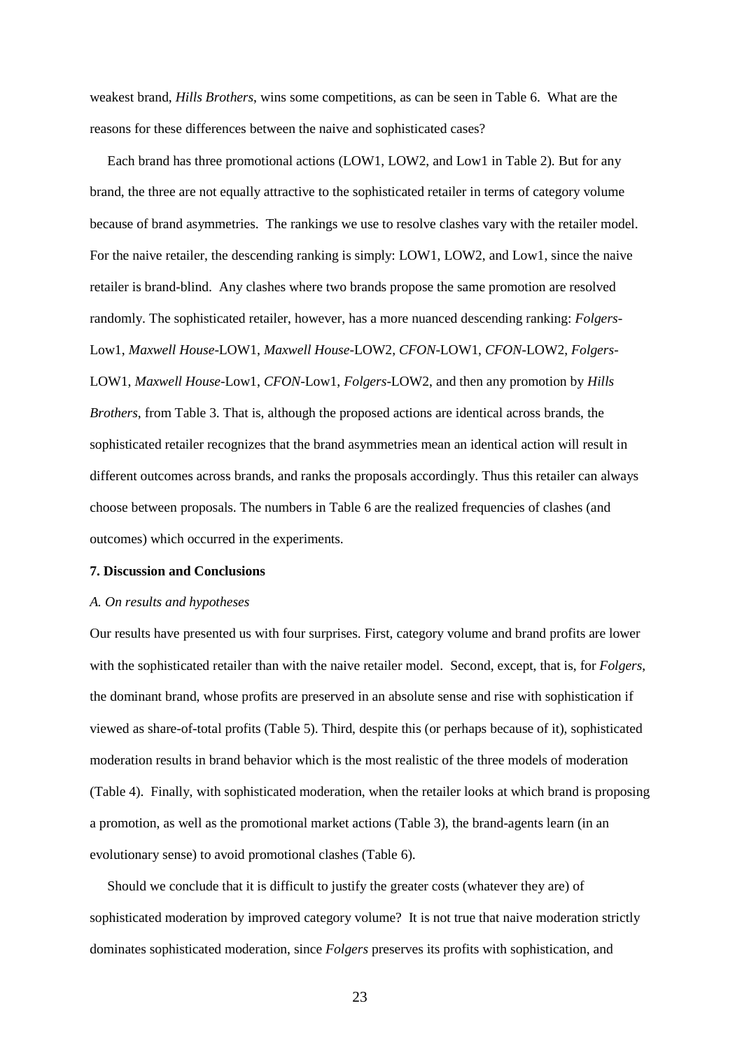weakest brand, *Hills Brothers*, wins some competitions, as can be seen in Table 6. What are the reasons for these differences between the naive and sophisticated cases?

Each brand has three promotional actions (LOW1, LOW2, and Low1 in Table 2). But for any brand, the three are not equally attractive to the sophisticated retailer in terms of category volume because of brand asymmetries. The rankings we use to resolve clashes vary with the retailer model. For the naive retailer, the descending ranking is simply: LOW1, LOW2, and Low1, since the naive retailer is brand-blind. Any clashes where two brands propose the same promotion are resolved randomly. The sophisticated retailer, however, has a more nuanced descending ranking: *Folgers*-Low1, *Maxwell House*-LOW1, *Maxwell House*-LOW2, *CFON*-LOW1, *CFON*-LOW2, *Folgers*-LOW1, *Maxwell House*-Low1, *CFON*-Low1, *Folgers*-LOW2, and then any promotion by *Hills Brothers*, from Table 3. That is, although the proposed actions are identical across brands, the sophisticated retailer recognizes that the brand asymmetries mean an identical action will result in different outcomes across brands, and ranks the proposals accordingly. Thus this retailer can always choose between proposals. The numbers in Table 6 are the realized frequencies of clashes (and outcomes) which occurred in the experiments.

## 7. Discussion and Conclusions

### *A. On results and hypotheses*

Our results have presented us with four surprises. First, category volume and brand profits are lower with the sophisticated retailer than with the naive retailer model. Second, except, that is, for *Folgers*, the dominant brand, whose profits are preserved in an absolute sense and rise with sophistication if viewed as share-of-total profits (Table 5). Third, despite this (or perhaps because of it), sophisticated moderation results in brand behavior which is the most realistic of the three models of moderation (Table 4). Finally, with sophisticated moderation, when the retailer looks at which brand is proposing a promotion, as well as the promotional market actions (Table 3), the brand-agents learn (in an evolutionary sense) to avoid promotional clashes (Table 6).

Should we conclude that it is difficult to justify the greater costs (whatever they are) of sophisticated moderation by improved category volume? It is not true that naive moderation strictly dominates sophisticated moderation, since *Folgers* preserves its profits with sophistication, and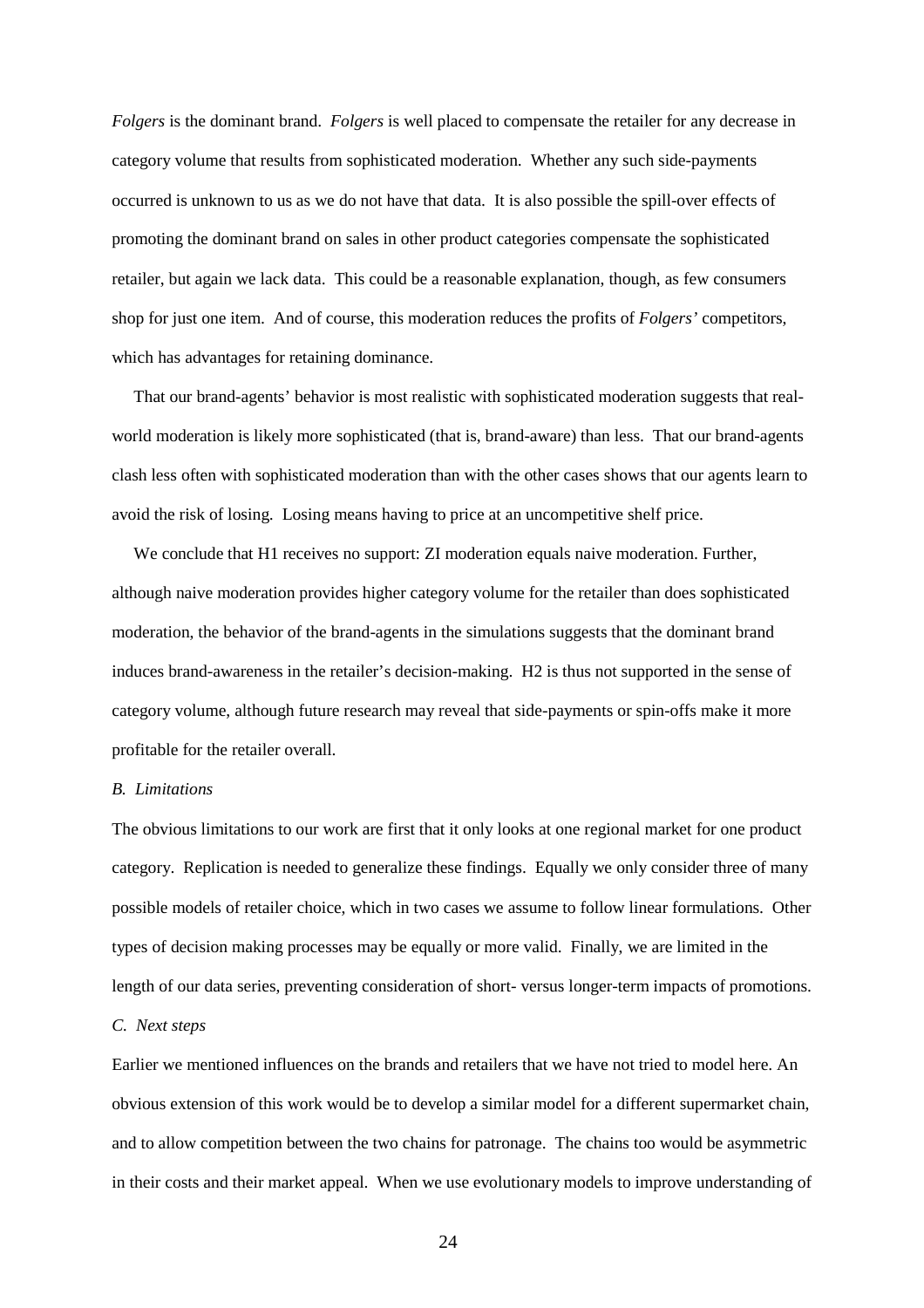*Folgers* is the dominant brand. *Folgers* is well placed to compensate the retailer for any decrease in category volume that results from sophisticated moderation. Whether any such side-payments occurred is unknown to us as we do not have that data. It is also possible the spill-over effects of promoting the dominant brand on sales in other product categories compensate the sophisticated retailer, but again we lack data. This could be a reasonable explanation, though, as few consumers shop for just one item. And of course, this moderation reduces the profits of *Folgers'* competitors, which has advantages for retaining dominance.

That our brand-agents' behavior is most realistic with sophisticated moderation suggests that real-world moderation is likely more sophisticated (that is, brand-aware) than less. That our brand-agents clash less often with sophisticated moderation than with the other cases shows that our agents learn to avoid the risk of losing. Losing means having to price at an uncompetitive shelf price.

We conclude that H1 receives no support: ZI moderation equals naive moderation. Further, although naive moderation provides higher category volume for the retailer than does sophisticated moderation, the behavior of the brand-agents in the simulations suggests that the dominant brand induces brand-awareness in the retailer's decision-making. H2 is thus not supported in the sense of category volume, although future research may reveal that side-payments or spin-offs make it more profitable for the retailer overall.

### *B. Limitations*

The obvious limitations to our work are first that it only looks at one regional market for one product category. Replication is needed to generalize these findings. Equally we only consider three of many possible models of retailer choice, which in two cases we assume to follow linear formulations. Other types of decision making processes may be equally or more valid. Finally, we are limited in the length of our data series, preventing consideration of short- versus longer-term impacts of promotions.

### *C. Next steps*

Earlier we mentioned influences on the brands and retailers that we have not tried to model here. An obvious extension of this work would be to develop a similar model for a different supermarket chain, and to allow competition between the two chains for patronage. The chains too would be asymmetric in their costs and their market appeal. When we use evolutionary models to improve understanding of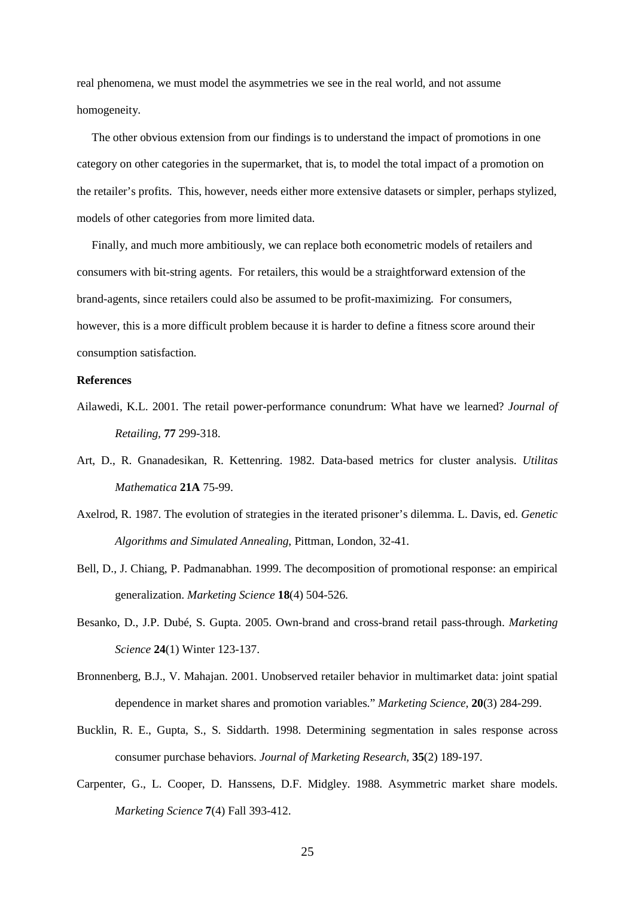real phenomena, we must model the asymmetries we see in the real world, and not assume homogeneity.

The other obvious extension from our findings is to understand the impact of promotions in one category on other categories in the supermarket, that is, to model the total impact of a promotion on the retailer's profits. This, however, needs either more extensive datasets or simpler, perhaps stylized, models of other categories from more limited data.

Finally, and much more ambitiously, we can replace both econometric models of retailers and consumers with bit-string agents. For retailers, this would be a straightforward extension of the brand-agents, since retailers could also be assumed to be profit-maximizing. For consumers, however, this is a more difficult problem because it is harder to define a fitness score around their consumption satisfaction.

**References**

Ailawedi, K.L. 2001. The retail power-performance conundrum: What have we learned? *Journal of Retailing*, **77** 299-318.

Art, D., R. Gnanadesikan, R. Kettenring. 1982. Data-based metrics for cluster analysis. *Utilitas Mathematica* **21A** 75-99.

Axelrod, R. 1987. The evolution of strategies in the iterated prisoner's dilemma. L. Davis, ed. *Genetic Algorithms and Simulated Annealing*, Pittman, London, 32-41.

Bell, D., J. Chiang, P. Padmanabhan. 1999. The decomposition of promotional response: an empirical generalization. *Marketing Science* **18**(4) 504-526.

Besanko, D., J.P. Dubé, S. Gupta. 2005. Own-brand and cross-brand retail pass-through. *Marketing Science* **24**(1) Winter 123-137.

Bronnenberg, B.J., V. Mahajan. 2001. Unobserved retailer behavior in multimarket data: joint spatial dependence in market shares and promotion variables." *Marketing Science,* **20**(3) 284-299.

Bucklin, R. E., Gupta, S., S. Siddarth. 1998. Determining segmentation in sales response across consumer purchase behaviors. *Journal of Marketing Research*, **35**(2) 189-197.

Carpenter, G., L. Cooper, D. Hanssens, D.F. Midgley. 1988. Asymmetric market share models. *Marketing Science* **7**(4) Fall 393-412.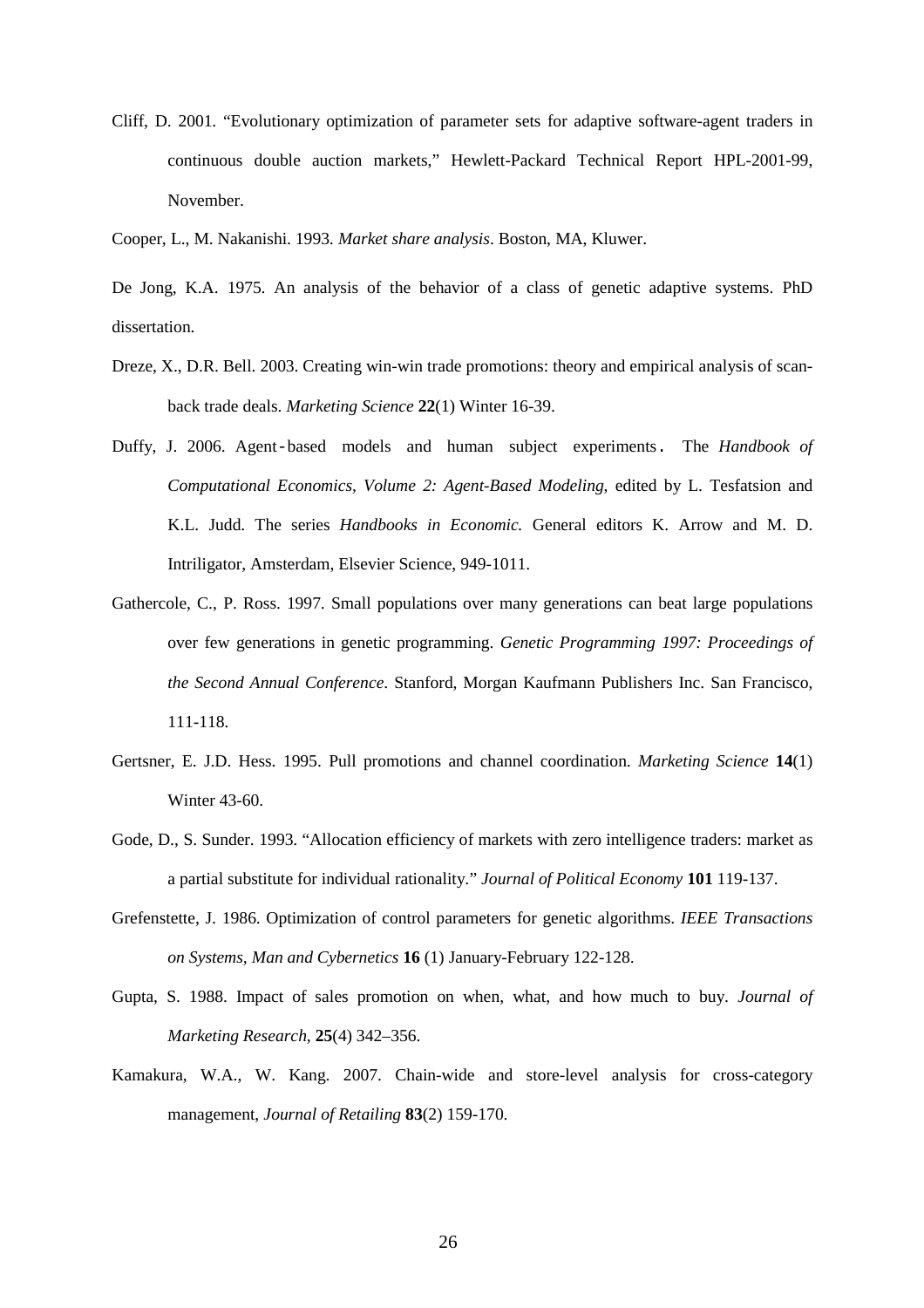Cliff, D. 2001. “Evolutionary optimization of parameter sets for adaptive software-agent traders in continuous double auction markets,” Hewlett-Packard Technical Report HPL-2001-99, November.

Cooper, L., M. Nakanishi. 1993. *Market share analysis*. Boston, MA, Kluwer.

De Jong, K.A. 1975. An analysis of the behavior of a class of genetic adaptive systems. PhD dissertation.

Dreze, X., D.R. Bell. 2003. Creating win-win trade promotions: theory and empirical analysis of scan-back trade deals. *Marketing Science* **22**(1) Winter 16-39.

Duffy, J. 2006. Agent-based models and human subject experiments. The *Handbook of Computational Economics, Volume 2: Agent-Based Modeling*, edited by L. Tesfatsion and K.L. Judd. The series *Handbooks in Economic.* General editors K. Arrow and M. D. Intriligator, Amsterdam, Elsevier Science, 949-1011.

Gathercole, C., P. Ross. 1997. Small populations over many generations can beat large populations over few generations in genetic programming. *Genetic Programming 1997: Proceedings of the Second Annual Conference*. Stanford, Morgan Kaufmann Publishers Inc. San Francisco, 111-118.

Gertsner, E. J.D. Hess. 1995. Pull promotions and channel coordination. *Marketing Science* **14**(1) Winter 43-60.

Gode, D., S. Sunder. 1993. “Allocation efficiency of markets with zero intelligence traders: market as a partial substitute for individual rationality.” *Journal of Political Economy* **101** 119-137.

Grefenstette, J. 1986. Optimization of control parameters for genetic algorithms. *IEEE Transactions on Systems, Man and Cybernetics* **16** (1) January-February 122-128.

Gupta, S. 1988. Impact of sales promotion on when, what, and how much to buy. *Journal of Marketing Research*, **25**(4) 342–356.

Kamakura, W.A., W. Kang. 2007. Chain-wide and store-level analysis for cross-category management, *Journal of Retailing* **83**(2) 159-170.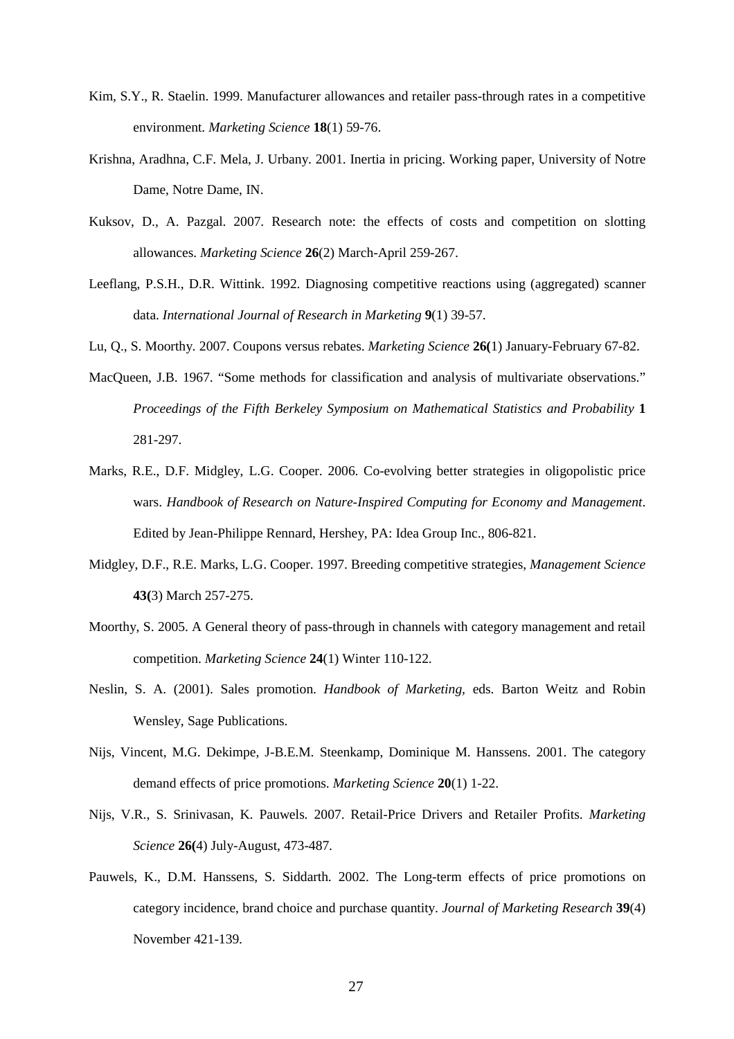Kim, S.Y., R. Staelin. 1999. Manufacturer allowances and retailer pass-through rates in a competitive environment. *Marketing Science* **18**(1) 59-76.

Krishna, Aradhna, C.F. Mela, J. Urbany. 2001. Inertia in pricing. Working paper, University of Notre Dame, Notre Dame, IN.

Kuksov, D., A. Pazgal. 2007. Research note: the effects of costs and competition on slotting allowances. *Marketing Science* **26**(2) March-April 259-267.

Leeflang, P.S.H., D.R. Wittink. 1992. Diagnosing competitive reactions using (aggregated) scanner data. *International Journal of Research in Marketing* **9**(1) 39-57.

Lu, Q., S. Moorthy. 2007. Coupons versus rebates. *Marketing Science* **26(**1) January-February 67-82.

MacQueen, J.B. 1967. "Some methods for classification and analysis of multivariate observations." *Proceedings of the Fifth Berkeley Symposium on Mathematical Statistics and Probability* **1** 281-297.

Marks, R.E., D.F. Midgley, L.G. Cooper. 2006. Co-evolving better strategies in oligopolistic price wars. *Handbook of Research on Nature-Inspired Computing for Economy and Management*. Edited by Jean-Philippe Rennard, Hershey, PA: Idea Group Inc., 806-821.

Midgley, D.F., R.E. Marks, L.G. Cooper. 1997. Breeding competitive strategies, *Management Science* **43(**3) March 257-275.

Moorthy, S. 2005. A General theory of pass-through in channels with category management and retail competition. *Marketing Science* **24**(1) Winter 110-122.

Neslin, S. A. (2001). Sales promotion. *Handbook of Marketing,* eds. Barton Weitz and Robin Wensley, Sage Publications.

Nijs, Vincent, M.G. Dekimpe, J-B.E.M. Steenkamp, Dominique M. Hanssens. 2001. The category demand effects of price promotions. *Marketing Science* **20**(1) 1-22.

Nijs, V.R., S. Srinivasan, K. Pauwels. 2007. Retail-Price Drivers and Retailer Profits. *Marketing Science* **26(**4) July-August, 473-487.

Pauwels, K., D.M. Hanssens, S. Siddarth. 2002. The Long-term effects of price promotions on category incidence, brand choice and purchase quantity. *Journal of Marketing Research* **39**(4) November 421-139.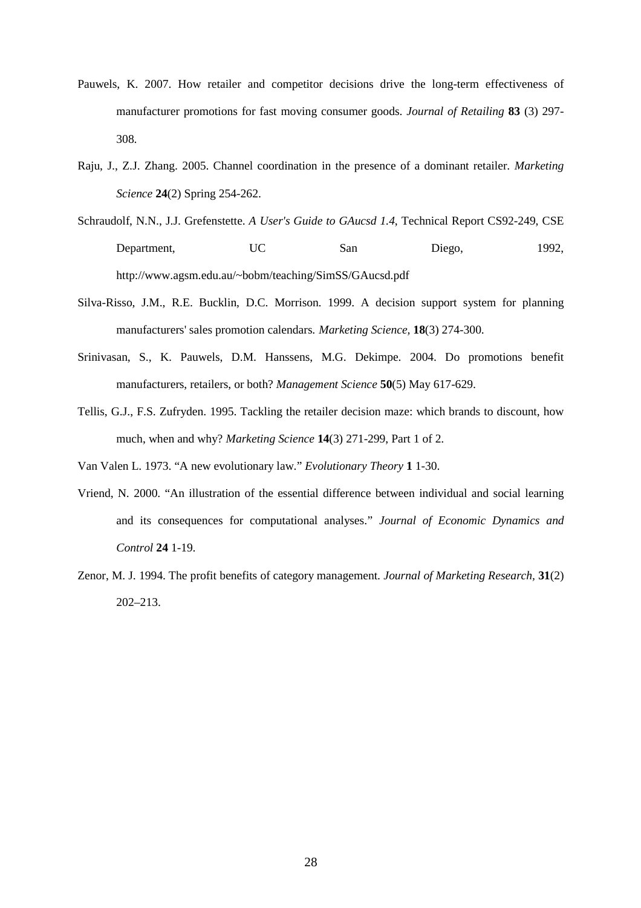Pauwels, K. 2007. How retailer and competitor decisions drive the long-term effectiveness of manufacturer promotions for fast moving consumer goods. *Journal of Retailing* **83** (3) 297-308.

Raju, J., Z.J. Zhang. 2005. Channel coordination in the presence of a dominant retailer. *Marketing Science* **24**(2) Spring 254-262.

Schraudolf, N.N., J.J. Grefenstette. *A User's Guide to GAucsd 1.4*, Technical Report CS92-249, CSE Department, UC San Diego, 1992, http://www.agsm.edu.au/~bobm/teaching/SimSS/GAucsd.pdf

Silva-Risso, J.M., R.E. Bucklin, D.C. Morrison. 1999. A decision support system for planning manufacturers' sales promotion calendars. *Marketing Science,* **18**(3) 274-300.

Srinivasan, S., K. Pauwels, D.M. Hanssens, M.G. Dekimpe. 2004. Do promotions benefit manufacturers, retailers, or both? *Management Science* **50**(5) May 617-629.

Tellis, G.J., F.S. Zufryden. 1995. Tackling the retailer decision maze: which brands to discount, how much, when and why? *Marketing Science* **14**(3) 271-299, Part 1 of 2.

Van Valen L. 1973. "A new evolutionary law." *Evolutionary Theory* **1** 1-30.

Vriend, N. 2000. "An illustration of the essential difference between individual and social learning and its consequences for computational analyses." *Journal of Economic Dynamics and Control* **24** 1-19.

Zenor, M. J. 1994. The profit benefits of category management. *Journal of Marketing Research,* **31**(2) 202–213.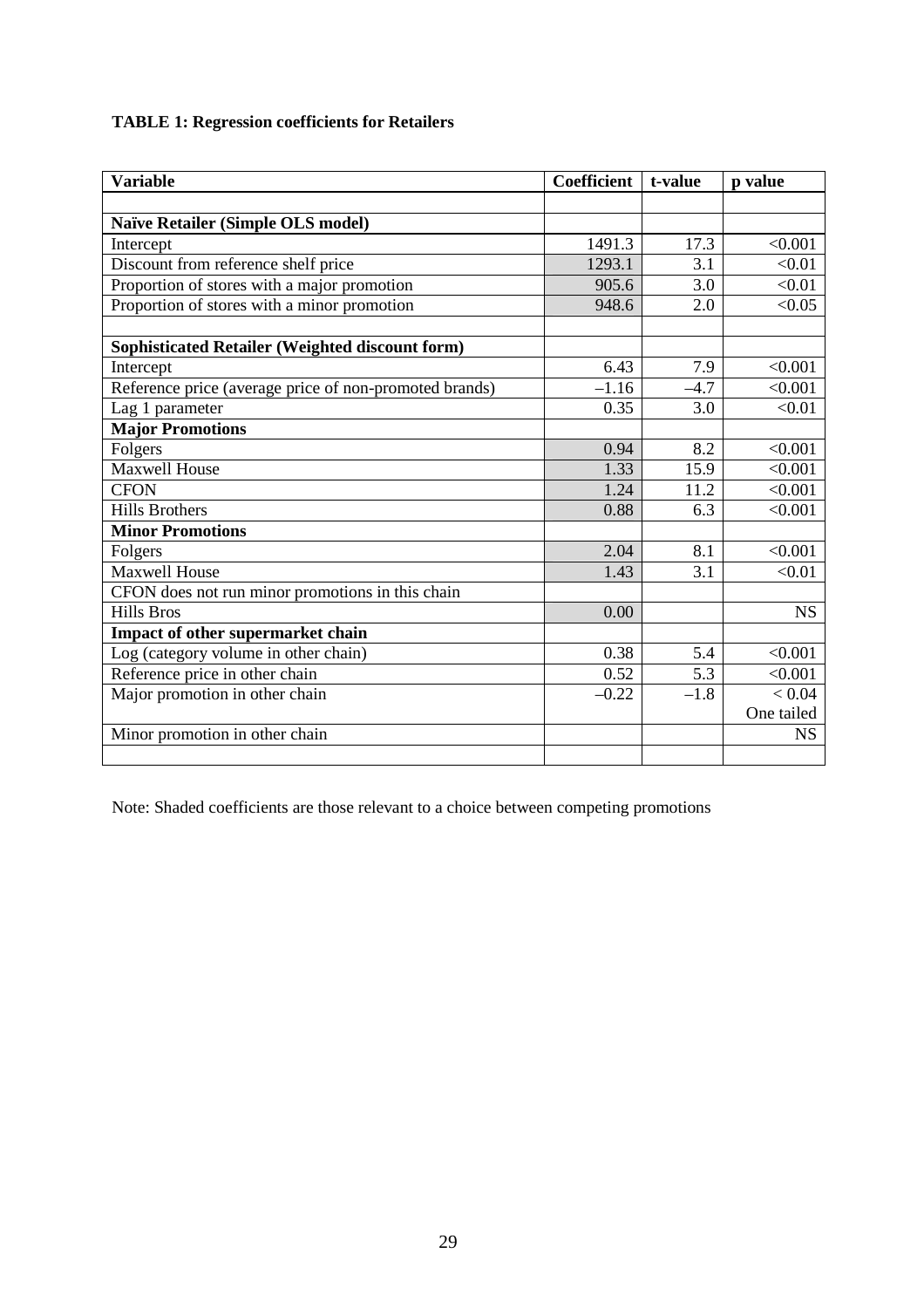**TABLE 1: Regression coefficients for Retailers**

| Variable | Coefficient | t-value | p value |
|---|---|---|---|
| | | | |
| **Naïve Retailer (Simple OLS model)** | | | |
| Intercept | 1491.3 | 17.3 | <0.001 |
| Discount from reference shelf price | 1293.1 | 3.1 | <0.01 |
| Proportion of stores with a major promotion | 905.6 | 3.0 | <0.01 |
| Proportion of stores with a minor promotion | 948.6 | 2.0 | <0.05 |
| | | | |
| **Sophisticated Retailer (Weighted discount form)** | | | |
| Intercept | 6.43 | 7.9 | <0.001 |
| Reference price (average price of non-promoted brands) | –1.16 | –4.7 | <0.001 |
| Lag 1 parameter | 0.35 | 3.0 | <0.01 |
| **Major Promotions** | | | |
| Folgers | 0.94 | 8.2 | <0.001 |
| Maxwell House | 1.33 | 15.9 | <0.001 |
| CFON | 1.24 | 11.2 | <0.001 |
| Hills Brothers | 0.88 | 6.3 | <0.001 |
| **Minor Promotions** | | | |
| Folgers | 2.04 | 8.1 | <0.001 |
| Maxwell House | 1.43 | 3.1 | <0.01 |
| CFON does not run minor promotions in this chain | | | |
| Hills Bros | 0.00 | | NS |
| **Impact of other supermarket chain** | | | |
| Log (category volume in other chain) | 0.38 | 5.4 | <0.001 |
| Reference price in other chain | 0.52 | 5.3 | <0.001 |
| Major promotion in other chain | –0.22 | –1.8 | < 0.04 One tailed |
| Minor promotion in other chain | | | NS |
| | | | |

Note: Shaded coefficients are those relevant to a choice between competing promotions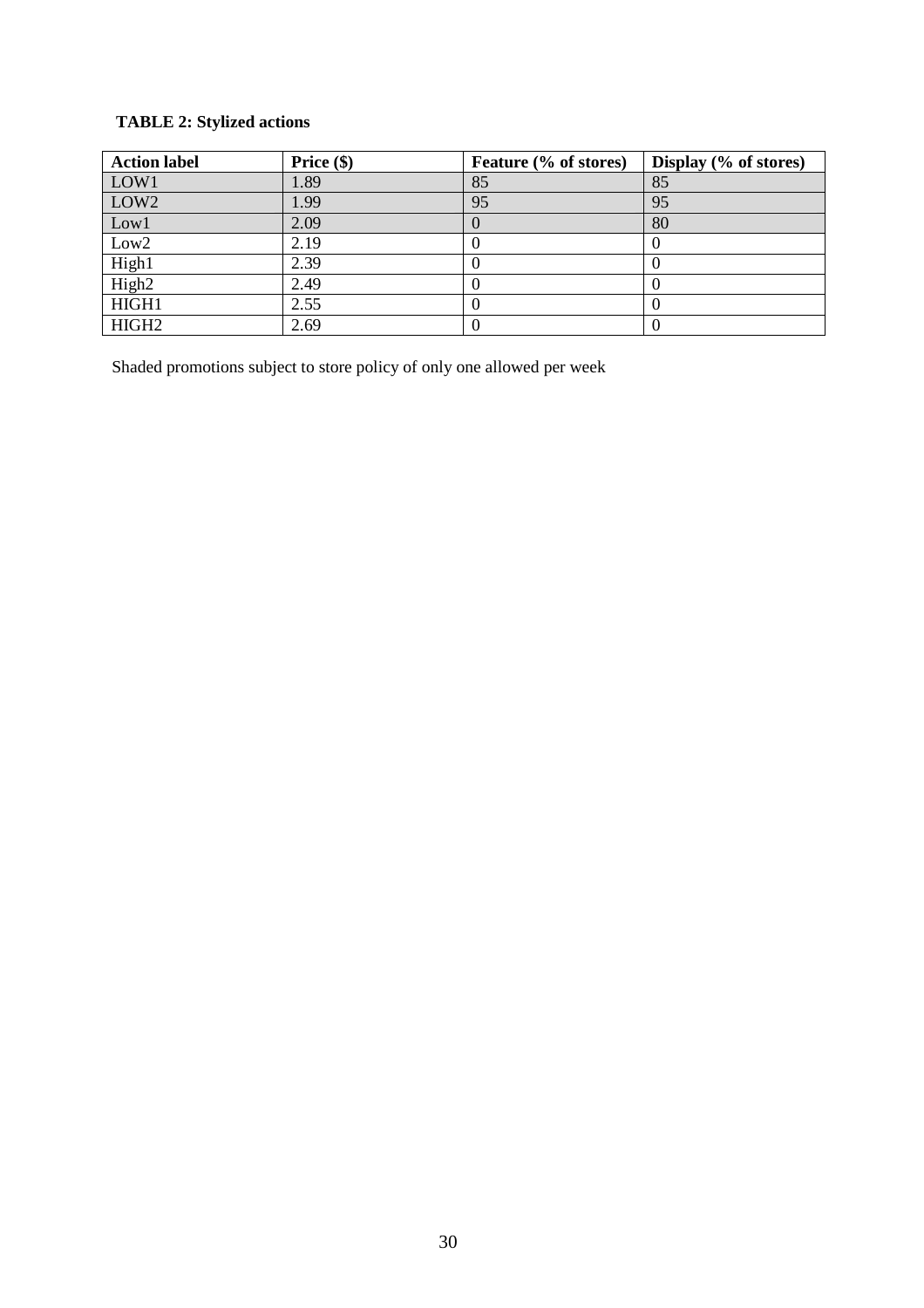**TABLE 2: Stylized actions**

| Action label | Price ($) | Feature (% of stores) | Display (% of stores) |
|---|---|---|---|
| LOW1 | 1.89 | 85 | 85 |
| LOW2 | 1.99 | 95 | 95 |
| Low1 | 2.09 | 0 | 80 |
| Low2 | 2.19 | 0 | 0 |
| High1 | 2.39 | 0 | 0 |
| High2 | 2.49 | 0 | 0 |
| HIGH1 | 2.55 | 0 | 0 |
| HIGH2 | 2.69 | 0 | 0 |

Shaded promotions subject to store policy of only one allowed per week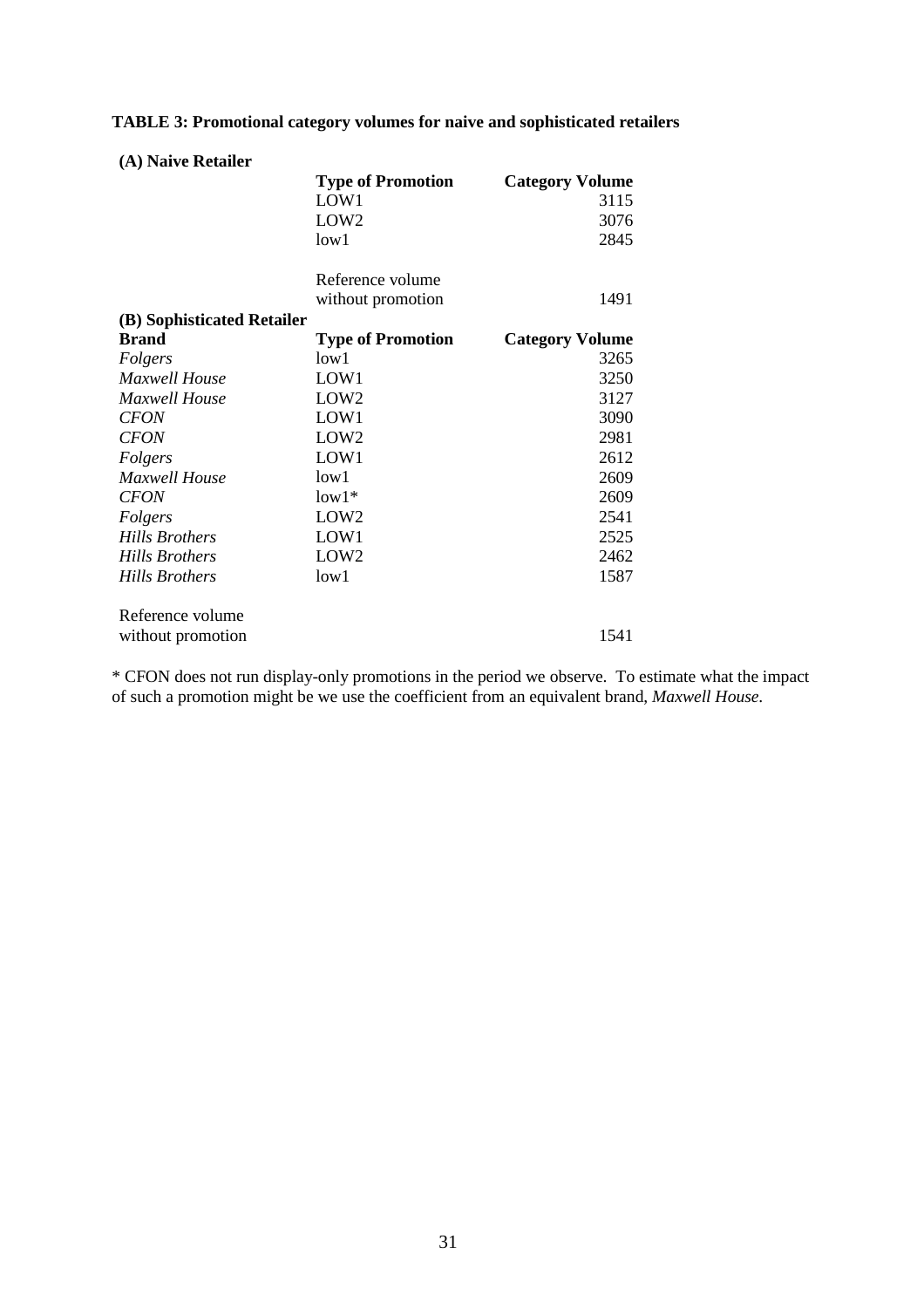**TABLE 3: Promotional category volumes for naive and sophisticated retailers**

**(A) Naive Retailer**

| Type of Promotion | Category Volume |
|---|---|
| LOW1 | 3115 |
| LOW2 | 3076 |
| low1 | 2845 |
| Reference volume without promotion | 1491 |

**(B) Sophisticated Retailer**

| Brand | Type of Promotion | Category Volume |
|---|---|---|
| *Folgers* | low1 | 3265 |
| *Maxwell House* | LOW1 | 3250 |
| *Maxwell House* | LOW2 | 3127 |
| *CFON* | LOW1 | 3090 |
| *CFON* | LOW2 | 2981 |
| *Folgers* | LOW1 | 2612 |
| *Maxwell House* | low1 | 2609 |
| *CFON* | low1* | 2609 |
| *Folgers* | LOW2 | 2541 |
| *Hills Brothers* | LOW1 | 2525 |
| *Hills Brothers* | LOW2 | 2462 |
| *Hills Brothers* | low1 | 1587 |
| Reference volume without promotion | | 1541 |

* CFON does not run display-only promotions in the period we observe. To estimate what the impact of such a promotion might be we use the coefficient from an equivalent brand, *Maxwell House*.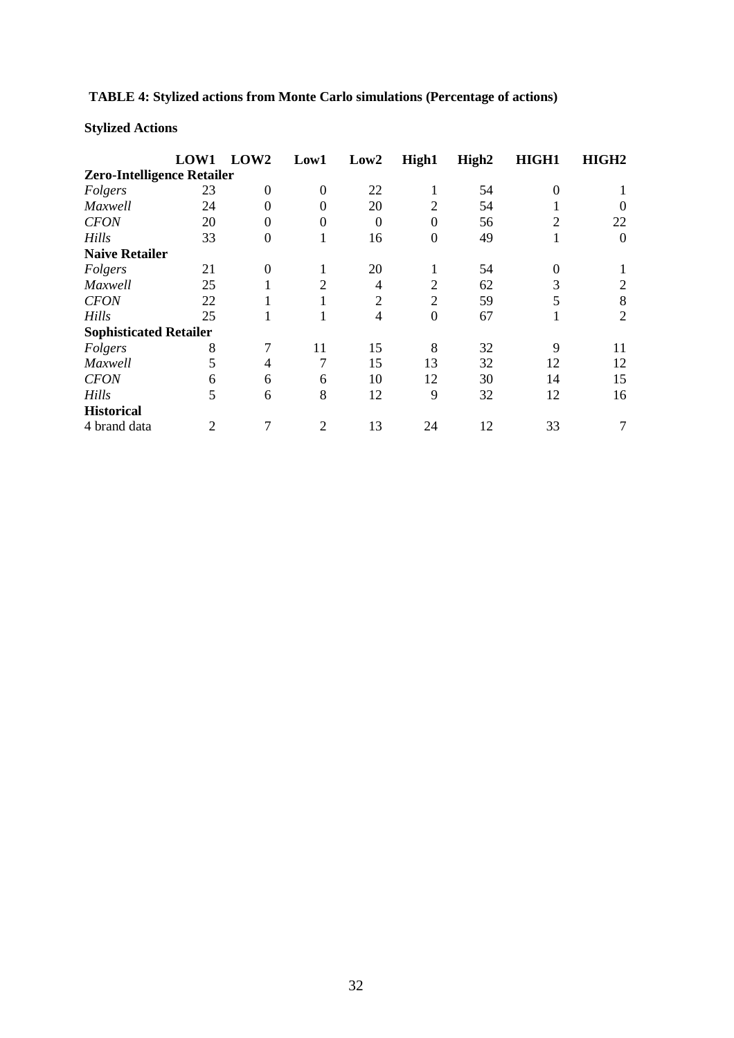**TABLE 4: Stylized actions from Monte Carlo simulations (Percentage of actions)**

**Stylized Actions**

| | LOW1 | LOW2 | Low1 | Low2 | High1 | High2 | HIGH1 | HIGH2 |
|---|---|---|---|---|---|---|---|---|
| **Zero-Intelligence Retailer** | | | | | | | | |
| *Folgers* | 23 | 0 | 0 | 22 | 1 | 54 | 0 | 1 |
| *Maxwell* | 24 | 0 | 0 | 20 | 2 | 54 | 1 | 0 |
| *CFON* | 20 | 0 | 0 | 0 | 0 | 56 | 2 | 22 |
| *Hills* | 33 | 0 | 1 | 16 | 0 | 49 | 1 | 0 |
| **Naive Retailer** | | | | | | | | |
| *Folgers* | 21 | 0 | 1 | 20 | 1 | 54 | 0 | 1 |
| *Maxwell* | 25 | 1 | 2 | 4 | 2 | 62 | 3 | 2 |
| *CFON* | 22 | 1 | 1 | 2 | 2 | 59 | 5 | 8 |
| *Hills* | 25 | 1 | 1 | 4 | 0 | 67 | 1 | 2 |
| **Sophisticated Retailer** | | | | | | | | |
| *Folgers* | 8 | 7 | 11 | 15 | 8 | 32 | 9 | 11 |
| *Maxwell* | 5 | 4 | 7 | 15 | 13 | 32 | 12 | 12 |
| *CFON* | 6 | 6 | 6 | 10 | 12 | 30 | 14 | 15 |
| *Hills* | 5 | 6 | 8 | 12 | 9 | 32 | 12 | 16 |
| **Historical** | | | | | | | | |
| 4 brand data | 2 | 7 | 2 | 13 | 24 | 12 | 33 | 7 |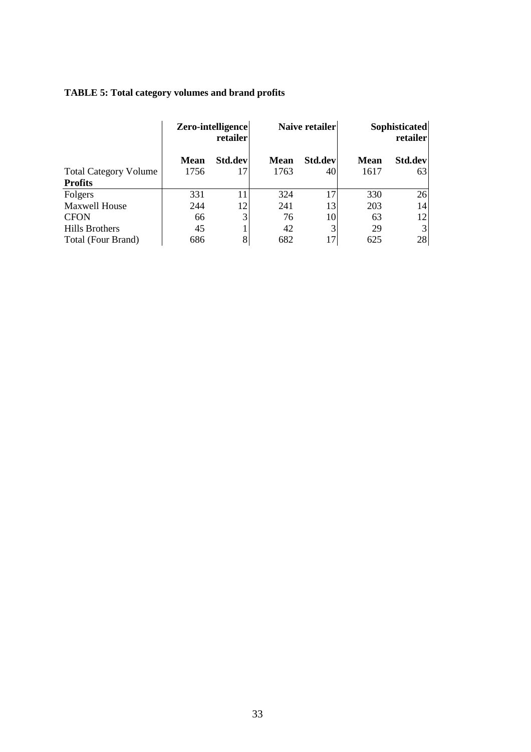**TABLE 5: Total category volumes and brand profits**

| | Zero-intelligence retailer | | Naive retailer | | Sophisticated retailer | |
|---|---|---|---|---|---|---|
| | **Mean** | **Std.dev** | **Mean** | **Std.dev** | **Mean** | **Std.dev** |
| Total Category Volume | 1756 | 17 | 1763 | 40 | 1617 | 63 |
| **Profits** | | | | | | |
| Folgers | 331 | 11 | 324 | 17 | 330 | 26 |
| Maxwell House | 244 | 12 | 241 | 13 | 203 | 14 |
| CFON | 66 | 3 | 76 | 10 | 63 | 12 |
| Hills Brothers | 45 | 1 | 42 | 3 | 29 | 3 |
| Total (Four Brand) | 686 | 8 | 682 | 17 | 625 | 28 |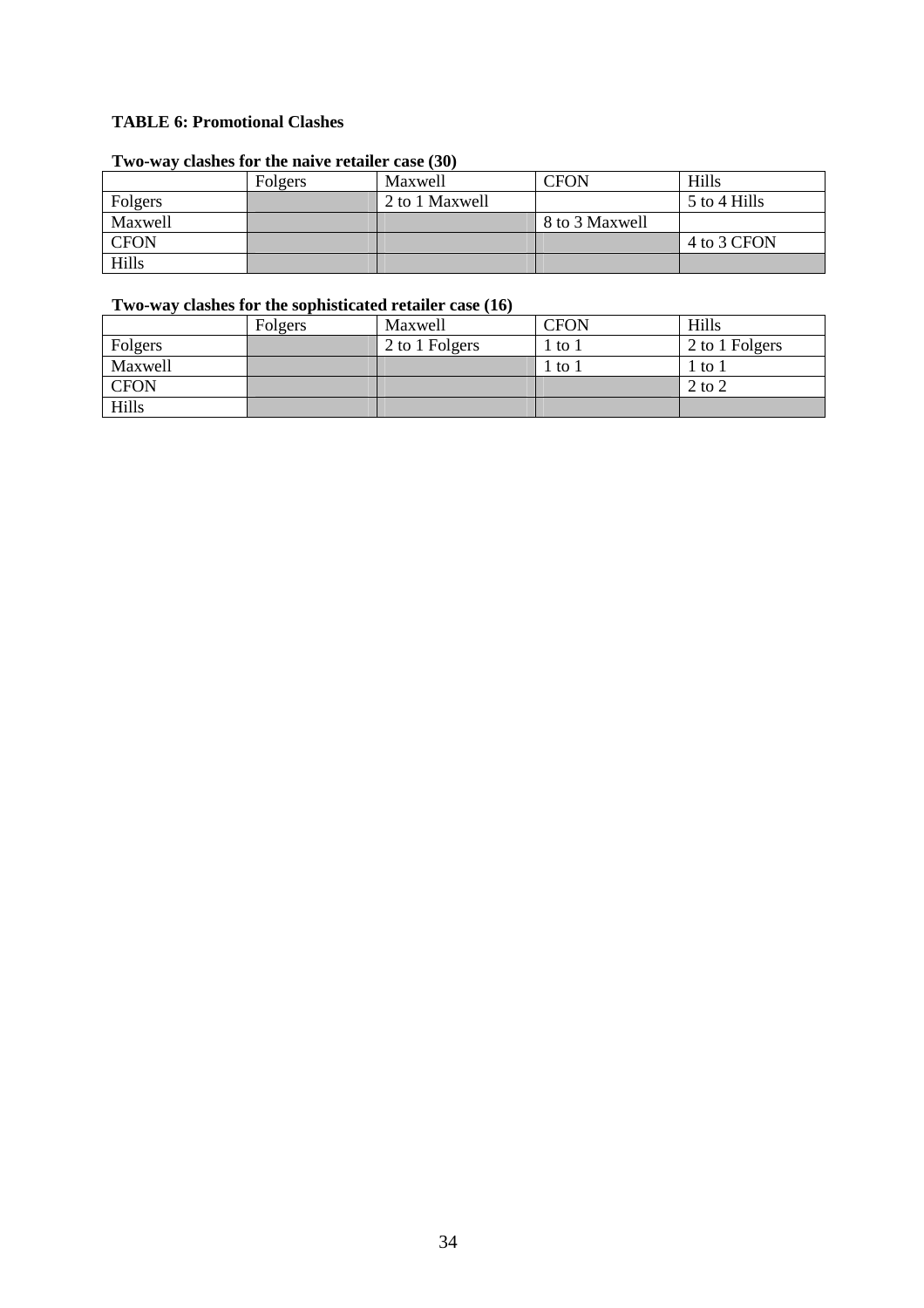**TABLE 6: Promotional Clashes**

**Two-way clashes for the naive retailer case (30)**

| | Folgers | Maxwell | CFON | Hills |
|---|---|---|---|---|
| Folgers | | 2 to 1 Maxwell | | 5 to 4 Hills |
| Maxwell | | | 8 to 3 Maxwell | |
| CFON | | | | 4 to 3 CFON |
| Hills | | | | |

**Two-way clashes for the sophisticated retailer case (16)**

| | Folgers | Maxwell | CFON | Hills |
|---|---|---|---|---|
| Folgers | | 2 to 1 Folgers | 1 to 1 | 2 to 1 Folgers |
| Maxwell | | | 1 to 1 | 1 to 1 |
| CFON | | | | 2 to 2 |
| Hills | | | | |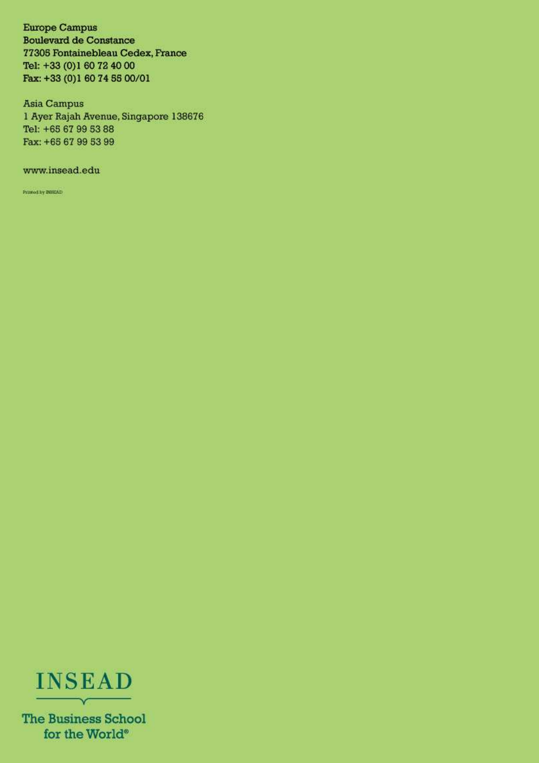**Europe Campus**
**Boulevard de Constance**
**77305 Fontainebleau Cedex, France**
**Tel: +33 (0)1 60 72 40 00**
**Fax: +33 (0)1 60 74 55 00/01**

Asia Campus
1 Ayer Rajah Avenue, Singapore 138676
Tel: +65 67 99 53 88
Fax: +65 67 99 53 99

www.insead.edu

Printed by INSEAD

INSEAD

The Business School for the World®